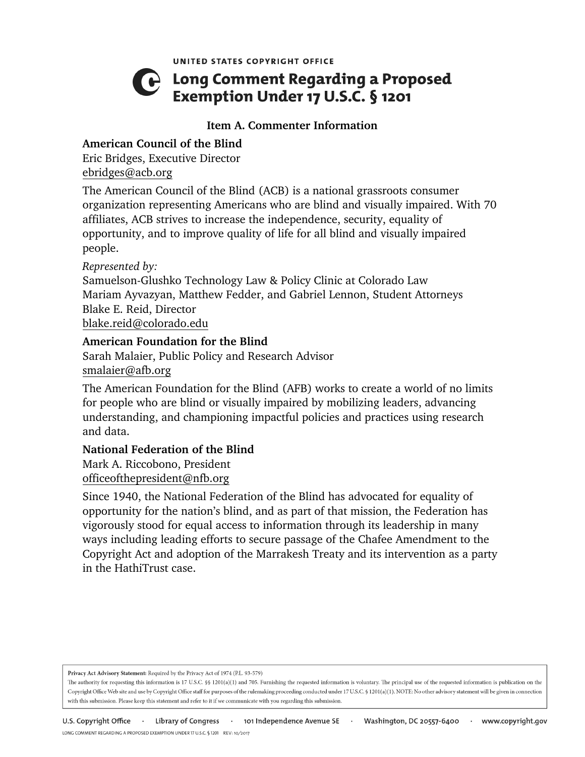UNITED STATES COPYRIGHT OFFICE

# Long Comment Regarding a Proposed Exemption Under 17 U.S.C. § 1201

## Item A. Commenter Information

**American Council of the Blind**
Eric Bridges, Executive Director
ebridges@acb.org

The American Council of the Blind (ACB) is a national grassroots consumer organization representing Americans who are blind and visually impaired. With 70 affiliates, ACB strives to increase the independence, security, equality of opportunity, and to improve quality of life for all blind and visually impaired people.

*Represented by:*
Samuelson-Glushko Technology Law & Policy Clinic at Colorado Law
Mariam Ayvazyan, Matthew Fedder, and Gabriel Lennon, Student Attorneys
Blake E. Reid, Director
blake.reid@colorado.edu

**American Foundation for the Blind**
Sarah Malaier, Public Policy and Research Advisor
smalaier@afb.org

The American Foundation for the Blind (AFB) works to create a world of no limits for people who are blind or visually impaired by mobilizing leaders, advancing understanding, and championing impactful policies and practices using research and data.

**National Federation of the Blind**
Mark A. Riccobono, President
officeofthepresident@nfb.org

Since 1940, the National Federation of the Blind has advocated for equality of opportunity for the nation's blind, and as part of that mission, the Federation has vigorously stood for equal access to information through its leadership in many ways including leading efforts to secure passage of the Chafee Amendment to the Copyright Act and adoption of the Marrakesh Treaty and its intervention as a party in the HathiTrust case.

**Privacy Act Advisory Statement:** Required by the Privacy Act of 1974 (P.L. 93-579)
The authority for requesting this information is 17 U.S.C. §§ 1201(a)(1) and 705. Furnishing the requested information is voluntary. The principal use of the requested information is publication on the Copyright Office Web site and use by Copyright Office staff for purposes of the rulemaking proceeding conducted under 17 U.S.C. § 1201(a)(1). NOTE: No other advisory statement will be given in connection with this submission. Please keep this statement and refer to it if we communicate with you regarding this submission.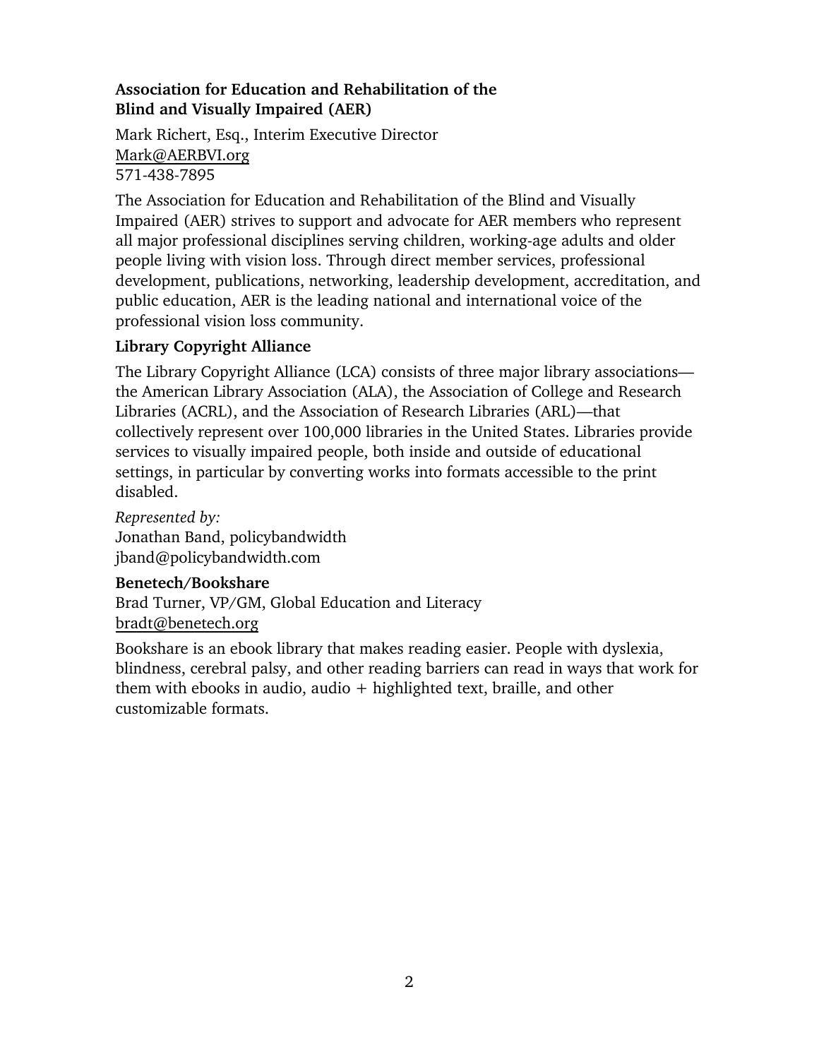**Association for Education and Rehabilitation of the Blind and Visually Impaired (AER)**

Mark Richert, Esq., Interim Executive Director
Mark@AERBVI.org
571-438-7895

The Association for Education and Rehabilitation of the Blind and Visually Impaired (AER) strives to support and advocate for AER members who represent all major professional disciplines serving children, working-age adults and older people living with vision loss. Through direct member services, professional development, publications, networking, leadership development, accreditation, and public education, AER is the leading national and international voice of the professional vision loss community.

**Library Copyright Alliance**

The Library Copyright Alliance (LCA) consists of three major library associations—the American Library Association (ALA), the Association of College and Research Libraries (ACRL), and the Association of Research Libraries (ARL)—that collectively represent over 100,000 libraries in the United States. Libraries provide services to visually impaired people, both inside and outside of educational settings, in particular by converting works into formats accessible to the print disabled.

*Represented by:*
Jonathan Band, policybandwidth
jband@policybandwidth.com

**Benetech/Bookshare**

Brad Turner, VP/GM, Global Education and Literacy
bradt@benetech.org

Bookshare is an ebook library that makes reading easier. People with dyslexia, blindness, cerebral palsy, and other reading barriers can read in ways that work for them with ebooks in audio, audio + highlighted text, braille, and other customizable formats.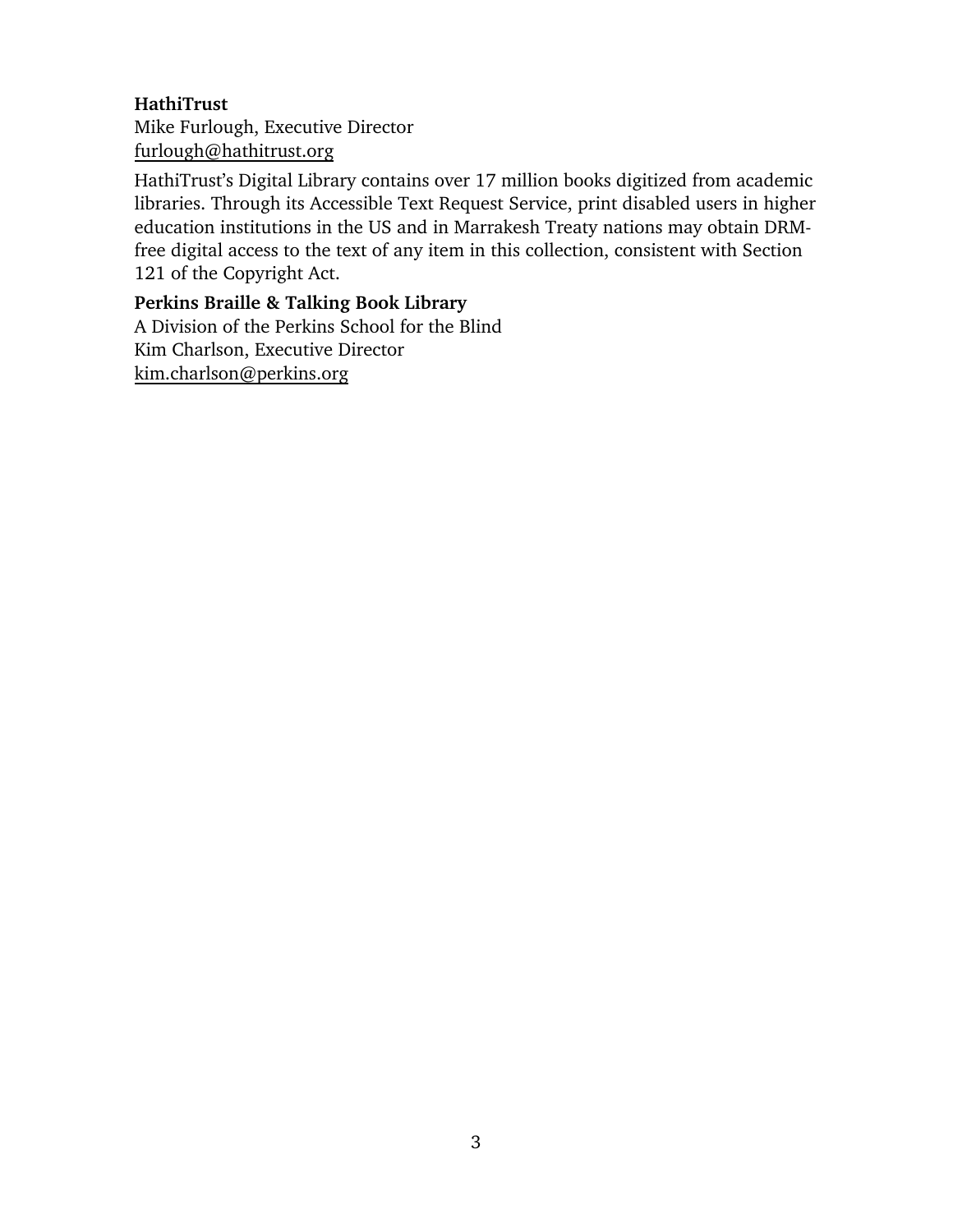**HathiTrust**
Mike Furlough, Executive Director
furlough@hathitrust.org

HathiTrust's Digital Library contains over 17 million books digitized from academic libraries. Through its Accessible Text Request Service, print disabled users in higher education institutions in the US and in Marrakesh Treaty nations may obtain DRM-free digital access to the text of any item in this collection, consistent with Section 121 of the Copyright Act.

**Perkins Braille & Talking Book Library**
A Division of the Perkins School for the Blind
Kim Charlson, Executive Director
kim.charlson@perkins.org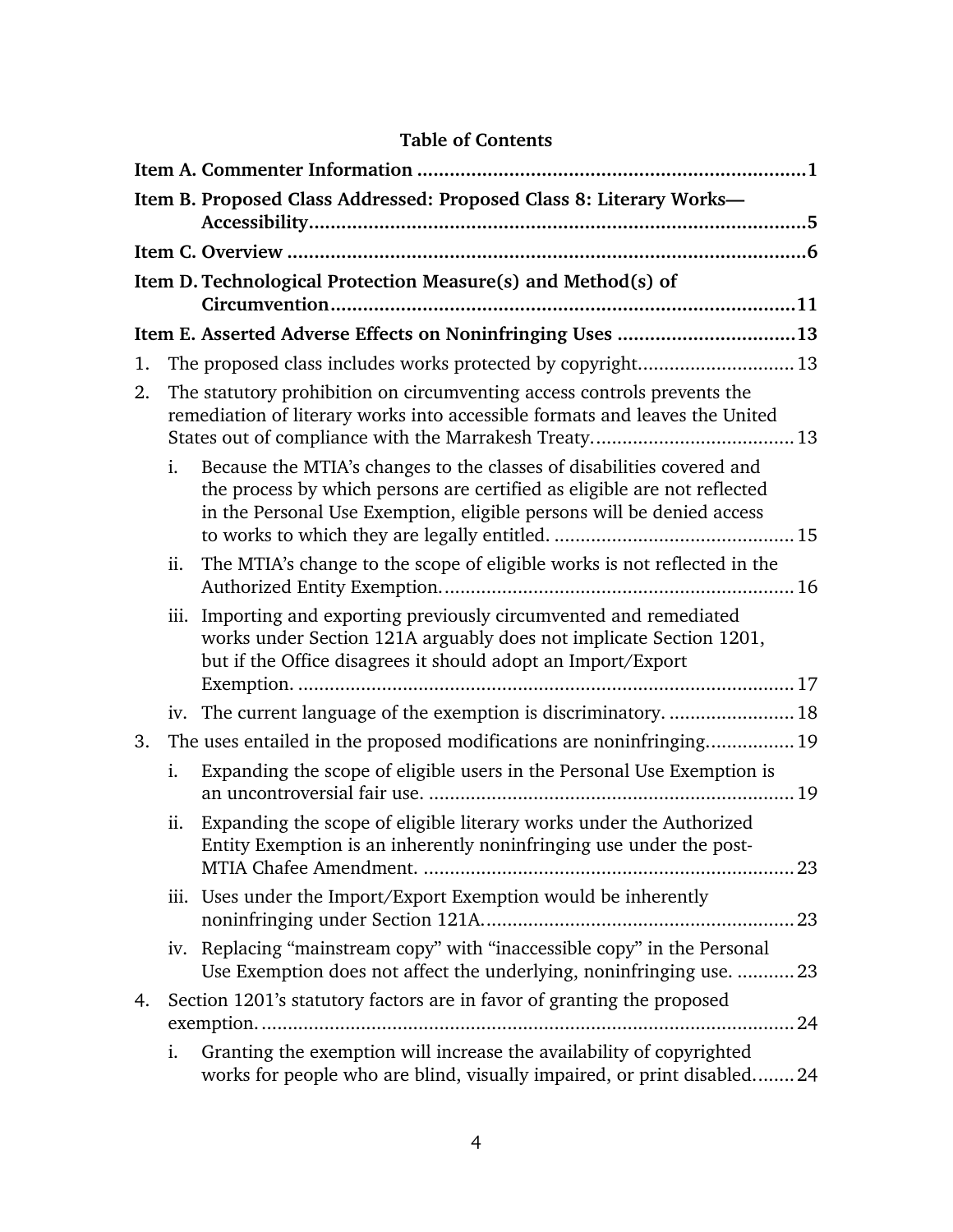**Table of Contents**

**Item A. Commenter Information ........................................................................1**

**Item B. Proposed Class Addressed: Proposed Class 8: Literary Works—Accessibility.............................................................................................5**

**Item C. Overview ................................................................................................6**

**Item D. Technological Protection Measure(s) and Method(s) of Circumvention......................................................................................11**

**Item E. Asserted Adverse Effects on Noninfringing Uses .................................13**

1. The proposed class includes works protected by copyright............................. 13
2. The statutory prohibition on circumventing access controls prevents the remediation of literary works into accessible formats and leaves the United States out of compliance with the Marrakesh Treaty...................................... 13
   - i. Because the MTIA's changes to the classes of disabilities covered and the process by which persons are certified as eligible are not reflected in the Personal Use Exemption, eligible persons will be denied access to works to which they are legally entitled. ............................................. 15
   - ii. The MTIA's change to the scope of eligible works is not reflected in the Authorized Entity Exemption.................................................................. 16
   - iii. Importing and exporting previously circumvented and remediated works under Section 121A arguably does not implicate Section 1201, but if the Office disagrees it should adopt an Import/Export Exemption. .............................................................................................. 17
   - iv. The current language of the exemption is discriminatory. ....................... 18
3. The uses entailed in the proposed modifications are noninfringing................ 19
   - i. Expanding the scope of eligible users in the Personal Use Exemption is an uncontroversial fair use. ..................................................................... 19
   - ii. Expanding the scope of eligible literary works under the Authorized Entity Exemption is an inherently noninfringing use under the post-MTIA Chafee Amendment. ....................................................................... 23
   - iii. Uses under the Import/Export Exemption would be inherently noninfringing under Section 121A........................................................... 23
   - iv. Replacing "mainstream copy" with "inaccessible copy" in the Personal Use Exemption does not affect the underlying, noninfringing use. ........... 23
4. Section 1201's statutory factors are in favor of granting the proposed exemption...................................................................................................... 24
   - i. Granting the exemption will increase the availability of copyrighted works for people who are blind, visually impaired, or print disabled........ 24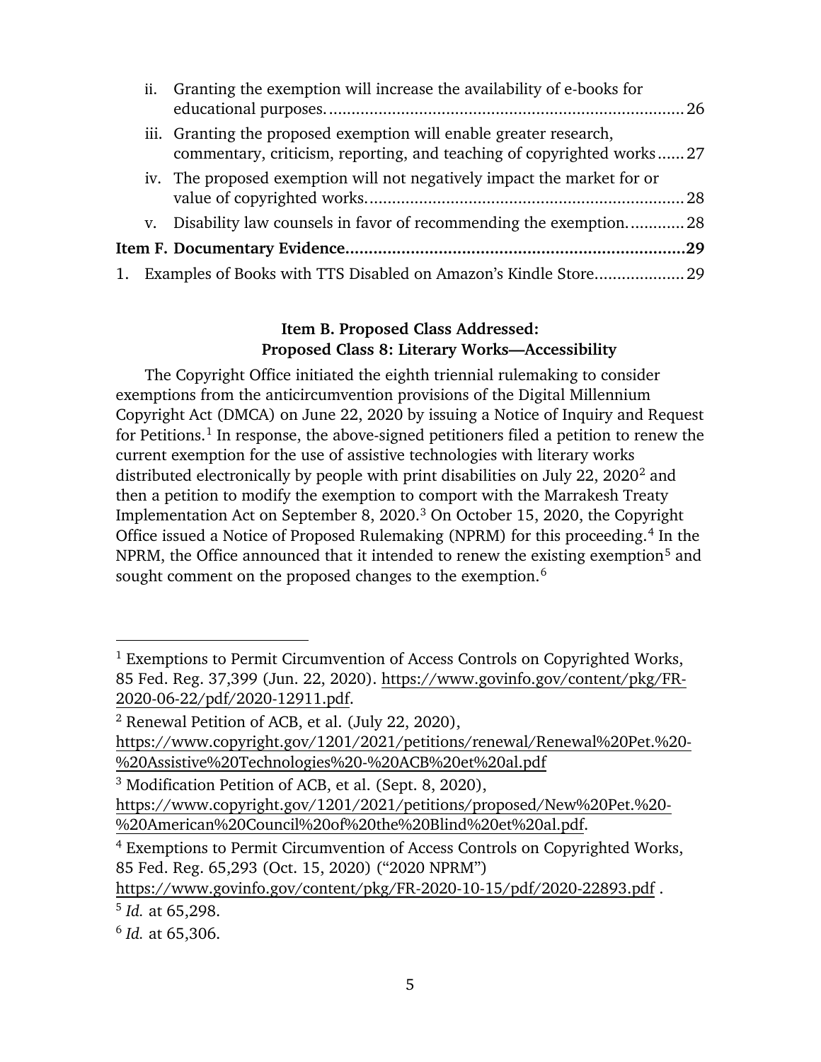ii. Granting the exemption will increase the availability of e-books for educational purposes. .......... 26

iii. Granting the proposed exemption will enable greater research, commentary, criticism, reporting, and teaching of copyrighted works ...... 27

iv. The proposed exemption will not negatively impact the market for or value of copyrighted works. .......... 28

v. Disability law counsels in favor of recommending the exemption. .......... 28

**Item F. Documentary Evidence .......... 29**

1. Examples of Books with TTS Disabled on Amazon's Kindle Store .......... 29

## Item B. Proposed Class Addressed: Proposed Class 8: Literary Works—Accessibility

The Copyright Office initiated the eighth triennial rulemaking to consider exemptions from the anticircumvention provisions of the Digital Millennium Copyright Act (DMCA) on June 22, 2020 by issuing a Notice of Inquiry and Request for Petitions.[1] In response, the above-signed petitioners filed a petition to renew the current exemption for the use of assistive technologies with literary works distributed electronically by people with print disabilities on July 22, 2020[2] and then a petition to modify the exemption to comport with the Marrakesh Treaty Implementation Act on September 8, 2020.[3] On October 15, 2020, the Copyright Office issued a Notice of Proposed Rulemaking (NPRM) for this proceeding.[4] In the NPRM, the Office announced that it intended to renew the existing exemption[5] and sought comment on the proposed changes to the exemption.[6]

---

[1] Exemptions to Permit Circumvention of Access Controls on Copyrighted Works, 85 Fed. Reg. 37,399 (Jun. 22, 2020). https://www.govinfo.gov/content/pkg/FR-2020-06-22/pdf/2020-12911.pdf.

[2] Renewal Petition of ACB, et al. (July 22, 2020), https://www.copyright.gov/1201/2021/petitions/renewal/Renewal%20Pet.%20-%20Assistive%20Technologies%20-%20ACB%20et%20al.pdf

[3] Modification Petition of ACB, et al. (Sept. 8, 2020), https://www.copyright.gov/1201/2021/petitions/proposed/New%20Pet.%20-%20American%20Council%20of%20the%20Blind%20et%20al.pdf.

[4] Exemptions to Permit Circumvention of Access Controls on Copyrighted Works, 85 Fed. Reg. 65,293 (Oct. 15, 2020) ("2020 NPRM") https://www.govinfo.gov/content/pkg/FR-2020-10-15/pdf/2020-22893.pdf .

[5] *Id.* at 65,298.

[6] *Id.* at 65,306.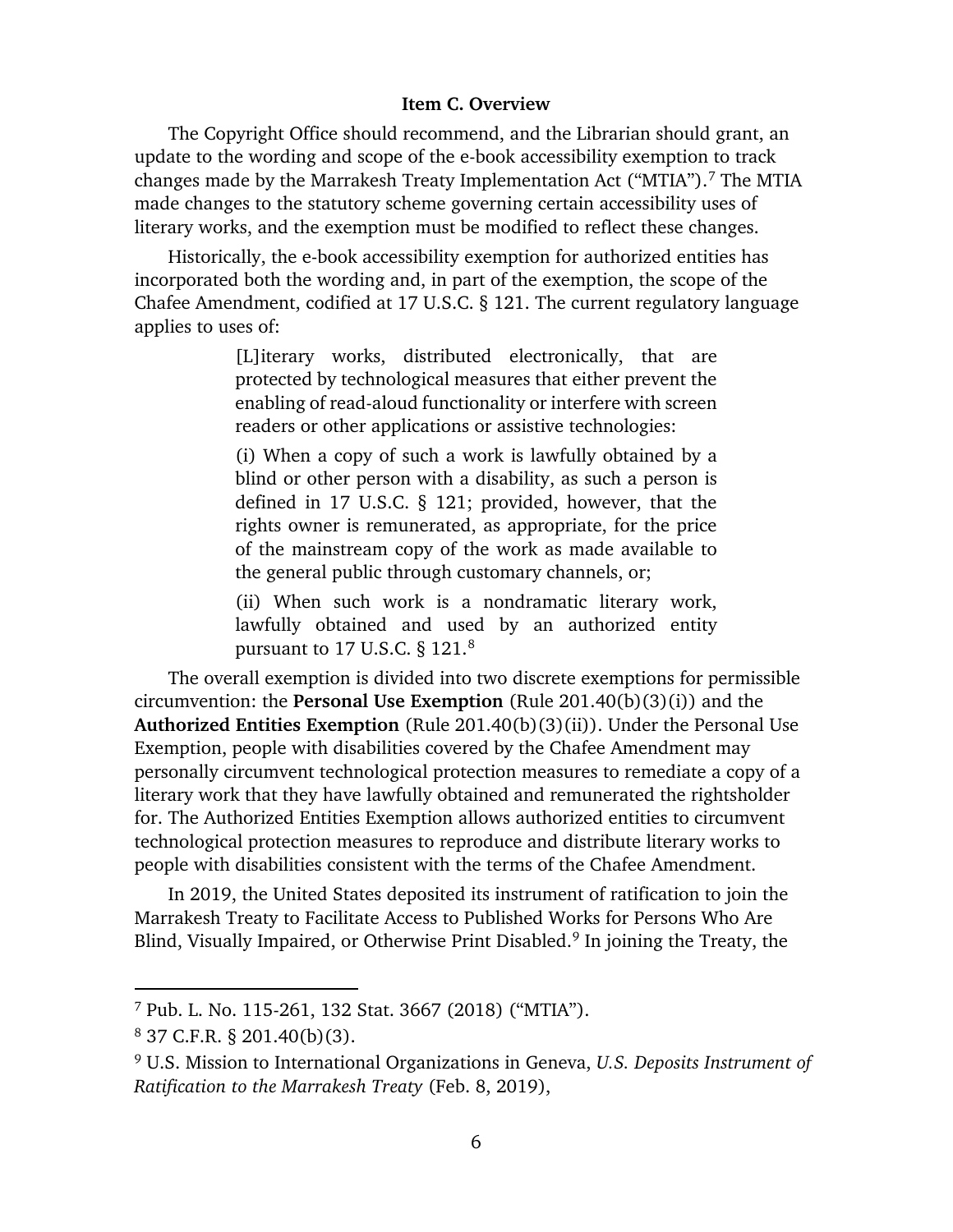**Item C. Overview**

The Copyright Office should recommend, and the Librarian should grant, an update to the wording and scope of the e-book accessibility exemption to track changes made by the Marrakesh Treaty Implementation Act ("MTIA").[7] The MTIA made changes to the statutory scheme governing certain accessibility uses of literary works, and the exemption must be modified to reflect these changes.

Historically, the e-book accessibility exemption for authorized entities has incorporated both the wording and, in part of the exemption, the scope of the Chafee Amendment, codified at 17 U.S.C. § 121. The current regulatory language applies to uses of:

> [L]iterary works, distributed electronically, that are protected by technological measures that either prevent the enabling of read-aloud functionality or interfere with screen readers or other applications or assistive technologies:
>
> (i) When a copy of such a work is lawfully obtained by a blind or other person with a disability, as such a person is defined in 17 U.S.C. § 121; provided, however, that the rights owner is remunerated, as appropriate, for the price of the mainstream copy of the work as made available to the general public through customary channels, or;
>
> (ii) When such work is a nondramatic literary work, lawfully obtained and used by an authorized entity pursuant to 17 U.S.C. § 121.[8]

The overall exemption is divided into two discrete exemptions for permissible circumvention: the **Personal Use Exemption** (Rule 201.40(b)(3)(i)) and the **Authorized Entities Exemption** (Rule 201.40(b)(3)(ii)). Under the Personal Use Exemption, people with disabilities covered by the Chafee Amendment may personally circumvent technological protection measures to remediate a copy of a literary work that they have lawfully obtained and remunerated the rightsholder for. The Authorized Entities Exemption allows authorized entities to circumvent technological protection measures to reproduce and distribute literary works to people with disabilities consistent with the terms of the Chafee Amendment.

In 2019, the United States deposited its instrument of ratification to join the Marrakesh Treaty to Facilitate Access to Published Works for Persons Who Are Blind, Visually Impaired, or Otherwise Print Disabled.[9] In joining the Treaty, the

---

[7] Pub. L. No. 115-261, 132 Stat. 3667 (2018) ("MTIA").

[8] 37 C.F.R. § 201.40(b)(3).

[9] U.S. Mission to International Organizations in Geneva, *U.S. Deposits Instrument of Ratification to the Marrakesh Treaty* (Feb. 8, 2019),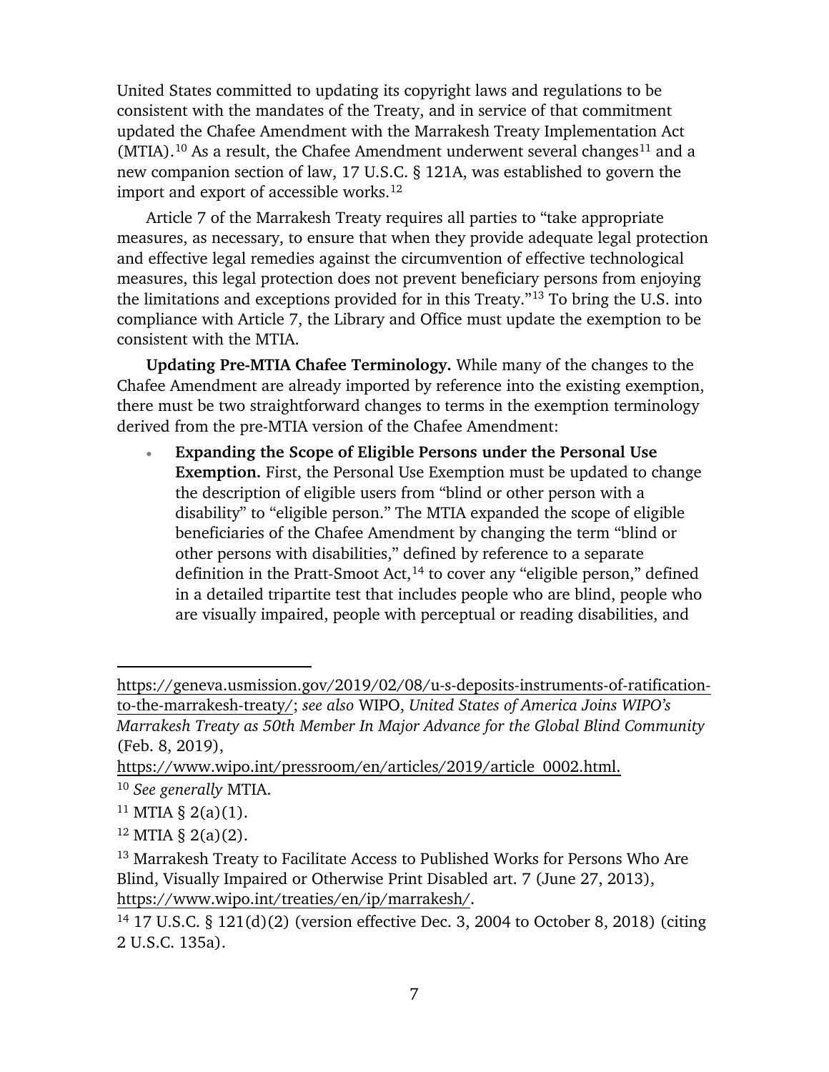United States committed to updating its copyright laws and regulations to be consistent with the mandates of the Treaty, and in service of that commitment updated the Chafee Amendment with the Marrakesh Treaty Implementation Act (MTIA).[10] As a result, the Chafee Amendment underwent several changes[11] and a new companion section of law, 17 U.S.C. § 121A, was established to govern the import and export of accessible works.[12]

Article 7 of the Marrakesh Treaty requires all parties to "take appropriate measures, as necessary, to ensure that when they provide adequate legal protection and effective legal remedies against the circumvention of effective technological measures, this legal protection does not prevent beneficiary persons from enjoying the limitations and exceptions provided for in this Treaty."[13] To bring the U.S. into compliance with Article 7, the Library and Office must update the exemption to be consistent with the MTIA.

**Updating Pre-MTIA Chafee Terminology.** While many of the changes to the Chafee Amendment are already imported by reference into the existing exemption, there must be two straightforward changes to terms in the exemption terminology derived from the pre-MTIA version of the Chafee Amendment:

- **Expanding the Scope of Eligible Persons under the Personal Use Exemption.** First, the Personal Use Exemption must be updated to change the description of eligible users from "blind or other person with a disability" to "eligible person." The MTIA expanded the scope of eligible beneficiaries of the Chafee Amendment by changing the term "blind or other persons with disabilities," defined by reference to a separate definition in the Pratt-Smoot Act,[14] to cover any "eligible person," defined in a detailed tripartite test that includes people who are blind, people who are visually impaired, people with perceptual or reading disabilities, and

---

https://geneva.usmission.gov/2019/02/08/u-s-deposits-instruments-of-ratification-to-the-marrakesh-treaty/; *see also* WIPO, *United States of America Joins WIPO's Marrakesh Treaty as 50th Member In Major Advance for the Global Blind Community* (Feb. 8, 2019), https://www.wipo.int/pressroom/en/articles/2019/article_0002.html.

[10] *See generally* MTIA.

[11] MTIA § 2(a)(1).

[12] MTIA § 2(a)(2).

[13] Marrakesh Treaty to Facilitate Access to Published Works for Persons Who Are Blind, Visually Impaired or Otherwise Print Disabled art. 7 (June 27, 2013), https://www.wipo.int/treaties/en/ip/marrakesh/.

[14] 17 U.S.C. § 121(d)(2) (version effective Dec. 3, 2004 to October 8, 2018) (citing 2 U.S.C. 135a).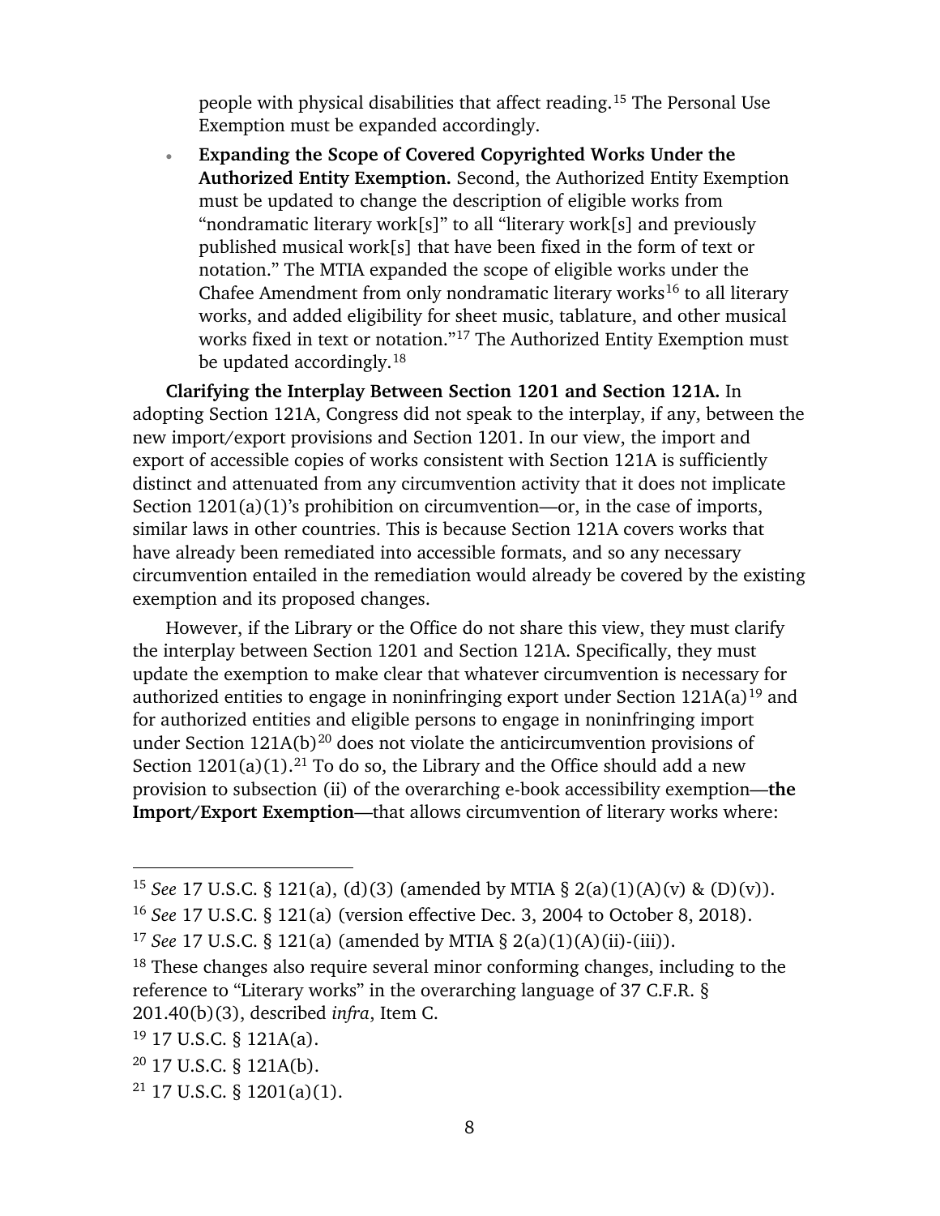people with physical disabilities that affect reading.[15] The Personal Use Exemption must be expanded accordingly.

- **Expanding the Scope of Covered Copyrighted Works Under the Authorized Entity Exemption.** Second, the Authorized Entity Exemption must be updated to change the description of eligible works from "nondramatic literary work[s]" to all "literary work[s] and previously published musical work[s] that have been fixed in the form of text or notation." The MTIA expanded the scope of eligible works under the Chafee Amendment from only nondramatic literary works[16] to all literary works, and added eligibility for sheet music, tablature, and other musical works fixed in text or notation."[17] The Authorized Entity Exemption must be updated accordingly.[18]

**Clarifying the Interplay Between Section 1201 and Section 121A.** In adopting Section 121A, Congress did not speak to the interplay, if any, between the new import/export provisions and Section 1201. In our view, the import and export of accessible copies of works consistent with Section 121A is sufficiently distinct and attenuated from any circumvention activity that it does not implicate Section 1201(a)(1)'s prohibition on circumvention—or, in the case of imports, similar laws in other countries. This is because Section 121A covers works that have already been remediated into accessible formats, and so any necessary circumvention entailed in the remediation would already be covered by the existing exemption and its proposed changes.

However, if the Library or the Office do not share this view, they must clarify the interplay between Section 1201 and Section 121A. Specifically, they must update the exemption to make clear that whatever circumvention is necessary for authorized entities to engage in noninfringing export under Section 121A(a)[19] and for authorized entities and eligible persons to engage in noninfringing import under Section 121A(b)[20] does not violate the anticircumvention provisions of Section 1201(a)(1).[21] To do so, the Library and the Office should add a new provision to subsection (ii) of the overarching e-book accessibility exemption—**the Import/Export Exemption**—that allows circumvention of literary works where:

---

[15] *See* 17 U.S.C. § 121(a), (d)(3) (amended by MTIA § 2(a)(1)(A)(v) & (D)(v)).

[16] *See* 17 U.S.C. § 121(a) (version effective Dec. 3, 2004 to October 8, 2018).

[17] *See* 17 U.S.C. § 121(a) (amended by MTIA § 2(a)(1)(A)(ii)-(iii)).

[18] These changes also require several minor conforming changes, including to the reference to "Literary works" in the overarching language of 37 C.F.R. § 201.40(b)(3), described *infra*, Item C.

[19] 17 U.S.C. § 121A(a).

[20] 17 U.S.C. § 121A(b).

[21] 17 U.S.C. § 1201(a)(1).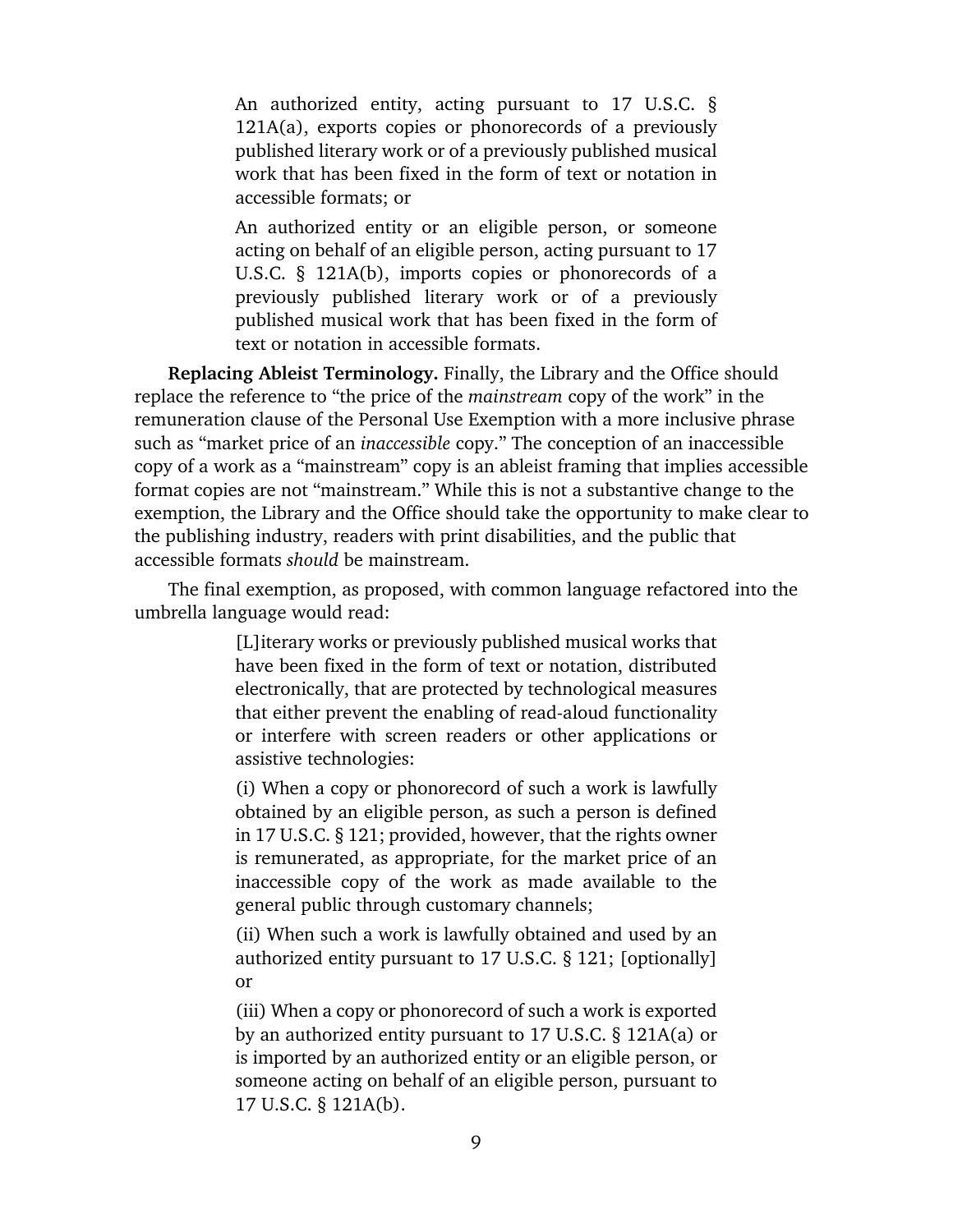> An authorized entity, acting pursuant to 17 U.S.C. § 121A(a), exports copies or phonorecords of a previously published literary work or of a previously published musical work that has been fixed in the form of text or notation in accessible formats; or
>
> An authorized entity or an eligible person, or someone acting on behalf of an eligible person, acting pursuant to 17 U.S.C. § 121A(b), imports copies or phonorecords of a previously published literary work or of a previously published musical work that has been fixed in the form of text or notation in accessible formats.

**Replacing Ableist Terminology.** Finally, the Library and the Office should replace the reference to "the price of the *mainstream* copy of the work" in the remuneration clause of the Personal Use Exemption with a more inclusive phrase such as "market price of an *inaccessible* copy." The conception of an inaccessible copy of a work as a "mainstream" copy is an ableist framing that implies accessible format copies are not "mainstream." While this is not a substantive change to the exemption, the Library and the Office should take the opportunity to make clear to the publishing industry, readers with print disabilities, and the public that accessible formats *should* be mainstream.

The final exemption, as proposed, with common language refactored into the umbrella language would read:

> [L]iterary works or previously published musical works that have been fixed in the form of text or notation, distributed electronically, that are protected by technological measures that either prevent the enabling of read-aloud functionality or interfere with screen readers or other applications or assistive technologies:
>
> (i) When a copy or phonorecord of such a work is lawfully obtained by an eligible person, as such a person is defined in 17 U.S.C. § 121; provided, however, that the rights owner is remunerated, as appropriate, for the market price of an inaccessible copy of the work as made available to the general public through customary channels;
>
> (ii) When such a work is lawfully obtained and used by an authorized entity pursuant to 17 U.S.C. § 121; [optionally] or
>
> (iii) When a copy or phonorecord of such a work is exported by an authorized entity pursuant to 17 U.S.C. § 121A(a) or is imported by an authorized entity or an eligible person, or someone acting on behalf of an eligible person, pursuant to 17 U.S.C. § 121A(b).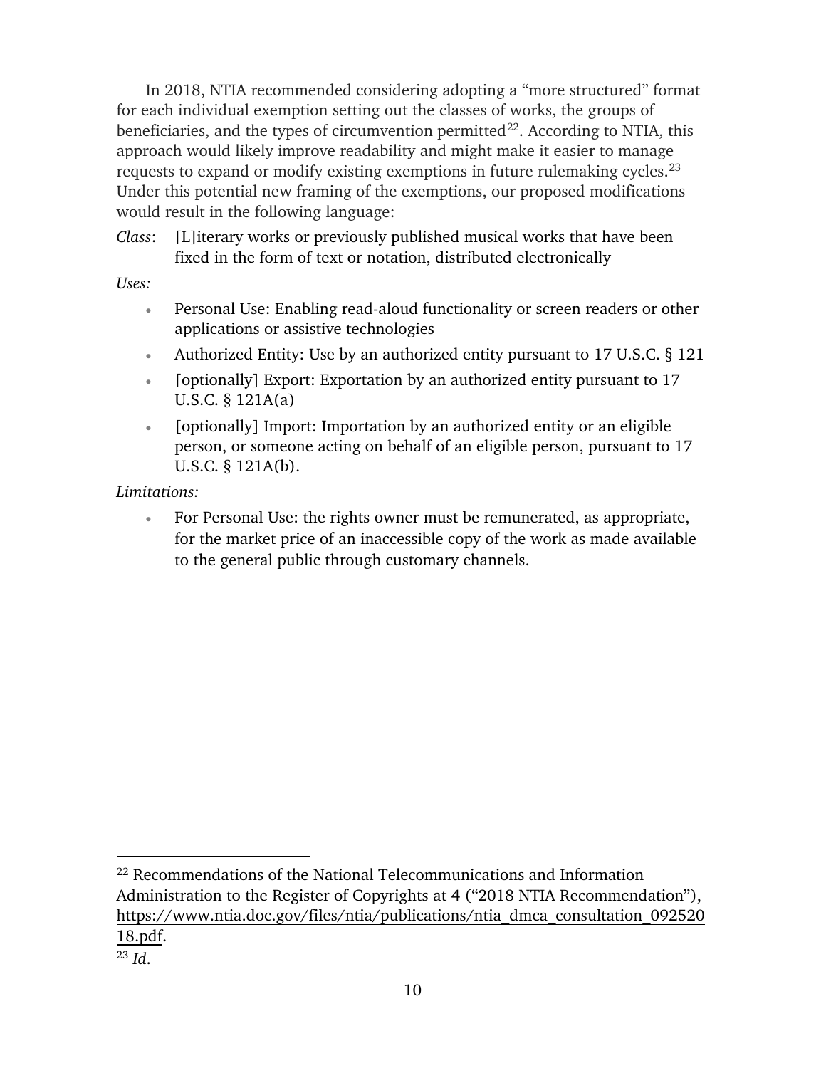In 2018, NTIA recommended considering adopting a "more structured" format for each individual exemption setting out the classes of works, the groups of beneficiaries, and the types of circumvention permitted[22]. According to NTIA, this approach would likely improve readability and might make it easier to manage requests to expand or modify existing exemptions in future rulemaking cycles.[23] Under this potential new framing of the exemptions, our proposed modifications would result in the following language:

*Class*: [L]iterary works or previously published musical works that have been fixed in the form of text or notation, distributed electronically

*Uses:*

- Personal Use: Enabling read-aloud functionality or screen readers or other applications or assistive technologies
- Authorized Entity: Use by an authorized entity pursuant to 17 U.S.C. § 121
- [optionally] Export: Exportation by an authorized entity pursuant to 17 U.S.C. § 121A(a)
- [optionally] Import: Importation by an authorized entity or an eligible person, or someone acting on behalf of an eligible person, pursuant to 17 U.S.C. § 121A(b).

*Limitations:*

- For Personal Use: the rights owner must be remunerated, as appropriate, for the market price of an inaccessible copy of the work as made available to the general public through customary channels.

---

[22] Recommendations of the National Telecommunications and Information Administration to the Register of Copyrights at 4 ("2018 NTIA Recommendation"), https://www.ntia.doc.gov/files/ntia/publications/ntia_dmca_consultation_09252018.pdf.

[23] *Id*.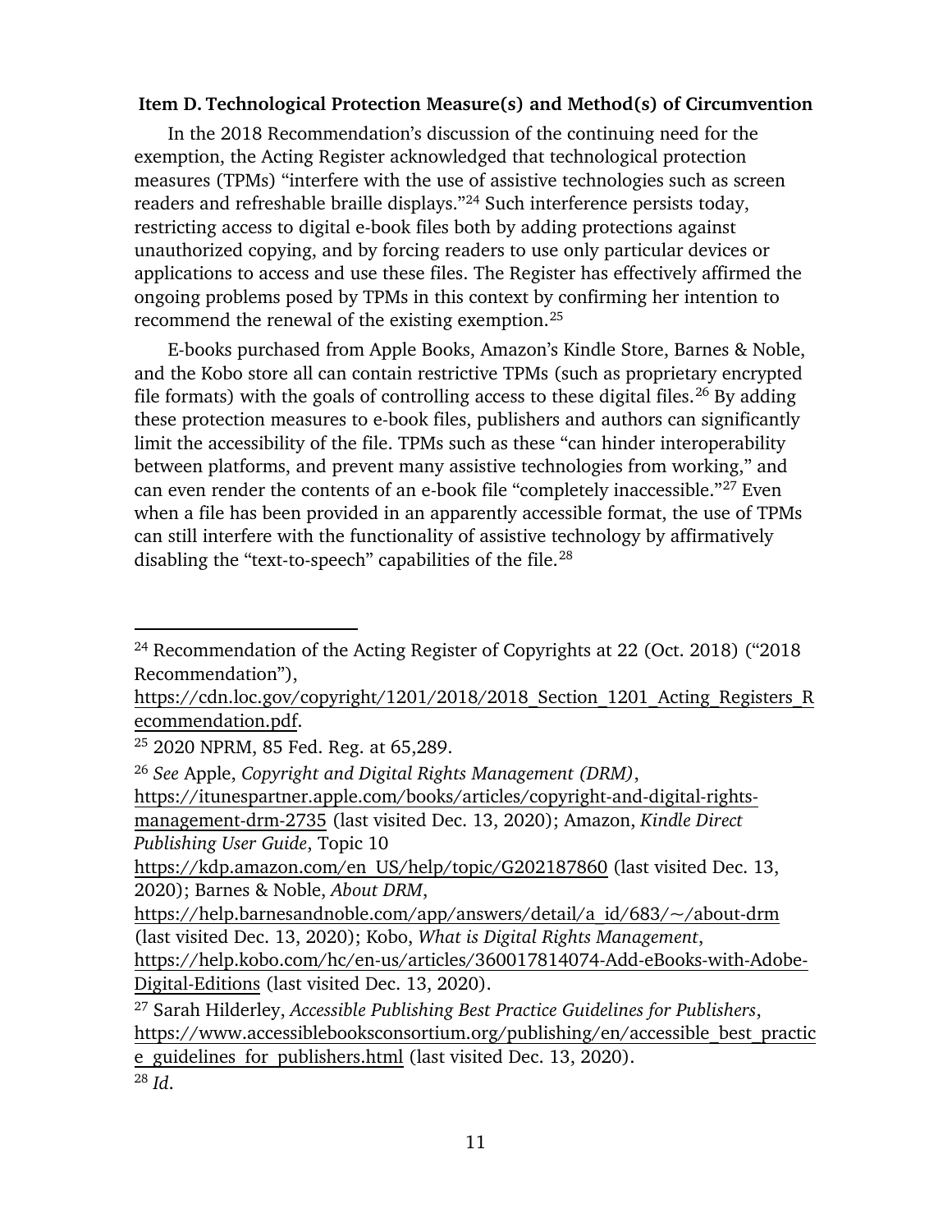**Item D. Technological Protection Measure(s) and Method(s) of Circumvention**

In the 2018 Recommendation's discussion of the continuing need for the exemption, the Acting Register acknowledged that technological protection measures (TPMs) "interfere with the use of assistive technologies such as screen readers and refreshable braille displays."[24] Such interference persists today, restricting access to digital e-book files both by adding protections against unauthorized copying, and by forcing readers to use only particular devices or applications to access and use these files. The Register has effectively affirmed the ongoing problems posed by TPMs in this context by confirming her intention to recommend the renewal of the existing exemption.[25]

E-books purchased from Apple Books, Amazon's Kindle Store, Barnes & Noble, and the Kobo store all can contain restrictive TPMs (such as proprietary encrypted file formats) with the goals of controlling access to these digital files.[26] By adding these protection measures to e-book files, publishers and authors can significantly limit the accessibility of the file. TPMs such as these "can hinder interoperability between platforms, and prevent many assistive technologies from working," and can even render the contents of an e-book file "completely inaccessible."[27] Even when a file has been provided in an apparently accessible format, the use of TPMs can still interfere with the functionality of assistive technology by affirmatively disabling the "text-to-speech" capabilities of the file.[28]

---

[24] Recommendation of the Acting Register of Copyrights at 22 (Oct. 2018) ("2018 Recommendation"), https://cdn.loc.gov/copyright/1201/2018/2018_Section_1201_Acting_Registers_Recommendation.pdf.

[25] 2020 NPRM, 85 Fed. Reg. at 65,289.

[26] *See* Apple, *Copyright and Digital Rights Management (DRM)*, https://itunespartner.apple.com/books/articles/copyright-and-digital-rights-management-drm-2735 (last visited Dec. 13, 2020); Amazon, *Kindle Direct Publishing User Guide*, Topic 10 https://kdp.amazon.com/en_US/help/topic/G202187860 (last visited Dec. 13, 2020); Barnes & Noble, *About DRM*, https://help.barnesandnoble.com/app/answers/detail/a_id/683/~/about-drm (last visited Dec. 13, 2020); Kobo, *What is Digital Rights Management*, https://help.kobo.com/hc/en-us/articles/360017814074-Add-eBooks-with-Adobe-Digital-Editions (last visited Dec. 13, 2020).

[27] Sarah Hilderley, *Accessible Publishing Best Practice Guidelines for Publishers*, https://www.accessiblebooksconsortium.org/publishing/en/accessible_best_practice_guidelines_for_publishers.html (last visited Dec. 13, 2020).

[28] *Id*.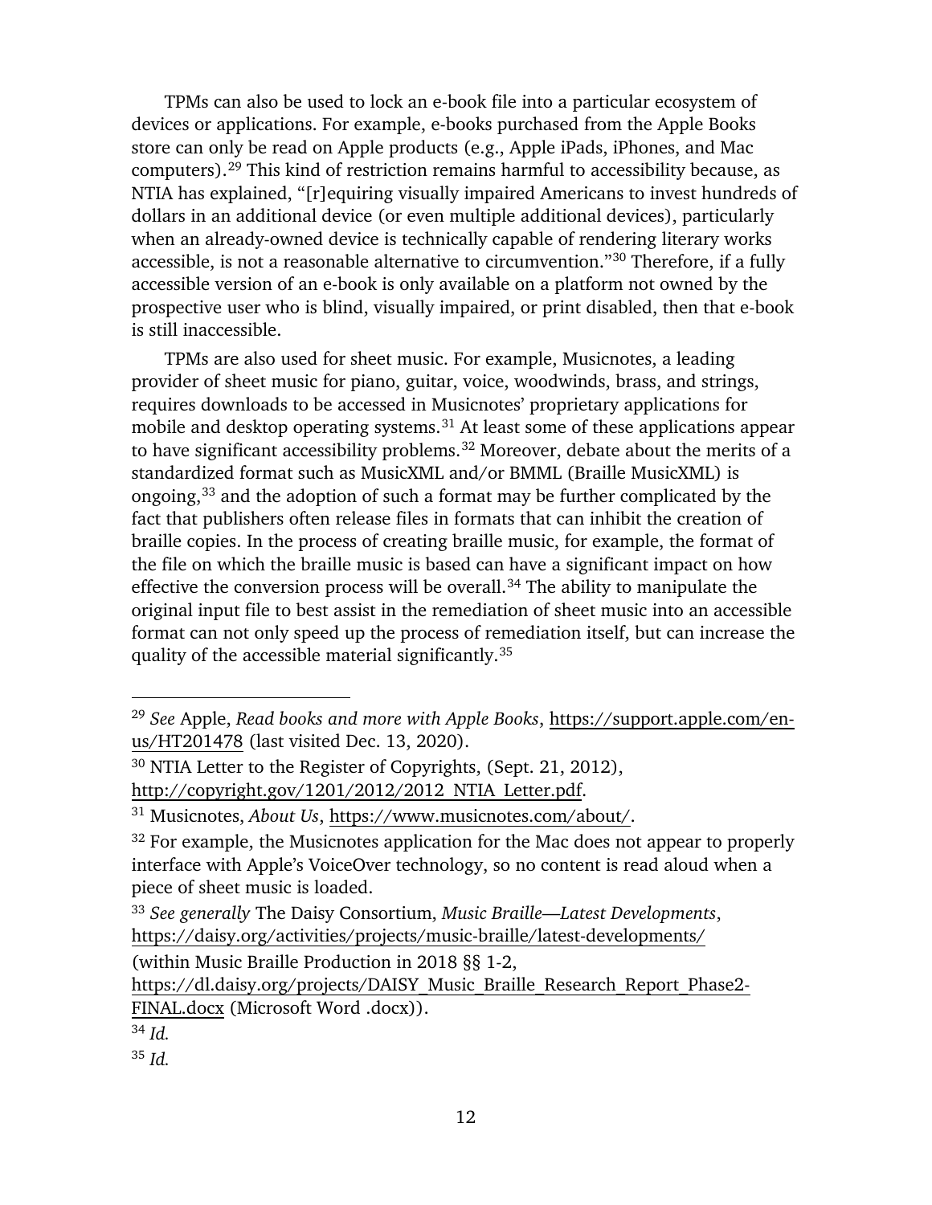TPMs can also be used to lock an e-book file into a particular ecosystem of devices or applications. For example, e-books purchased from the Apple Books store can only be read on Apple products (e.g., Apple iPads, iPhones, and Mac computers).[29] This kind of restriction remains harmful to accessibility because, as NTIA has explained, "[r]equiring visually impaired Americans to invest hundreds of dollars in an additional device (or even multiple additional devices), particularly when an already-owned device is technically capable of rendering literary works accessible, is not a reasonable alternative to circumvention."[30] Therefore, if a fully accessible version of an e-book is only available on a platform not owned by the prospective user who is blind, visually impaired, or print disabled, then that e-book is still inaccessible.

TPMs are also used for sheet music. For example, Musicnotes, a leading provider of sheet music for piano, guitar, voice, woodwinds, brass, and strings, requires downloads to be accessed in Musicnotes' proprietary applications for mobile and desktop operating systems.[31] At least some of these applications appear to have significant accessibility problems.[32] Moreover, debate about the merits of a standardized format such as MusicXML and/or BMML (Braille MusicXML) is ongoing,[33] and the adoption of such a format may be further complicated by the fact that publishers often release files in formats that can inhibit the creation of braille copies. In the process of creating braille music, for example, the format of the file on which the braille music is based can have a significant impact on how effective the conversion process will be overall.[34] The ability to manipulate the original input file to best assist in the remediation of sheet music into an accessible format can not only speed up the process of remediation itself, but can increase the quality of the accessible material significantly.[35]

---

[29] *See* Apple, *Read books and more with Apple Books*, https://support.apple.com/en-us/HT201478 (last visited Dec. 13, 2020).

[30] NTIA Letter to the Register of Copyrights, (Sept. 21, 2012), http://copyright.gov/1201/2012/2012_NTIA_Letter.pdf.

[31] Musicnotes, *About Us*, https://www.musicnotes.com/about/.

[32] For example, the Musicnotes application for the Mac does not appear to properly interface with Apple's VoiceOver technology, so no content is read aloud when a piece of sheet music is loaded.

[33] *See generally* The Daisy Consortium, *Music Braille—Latest Developments*, https://daisy.org/activities/projects/music-braille/latest-developments/ (within Music Braille Production in 2018 §§ 1-2, https://dl.daisy.org/projects/DAISY_Music_Braille_Research_Report_Phase2-FINAL.docx (Microsoft Word .docx)).

[34] *Id.*

[35] *Id.*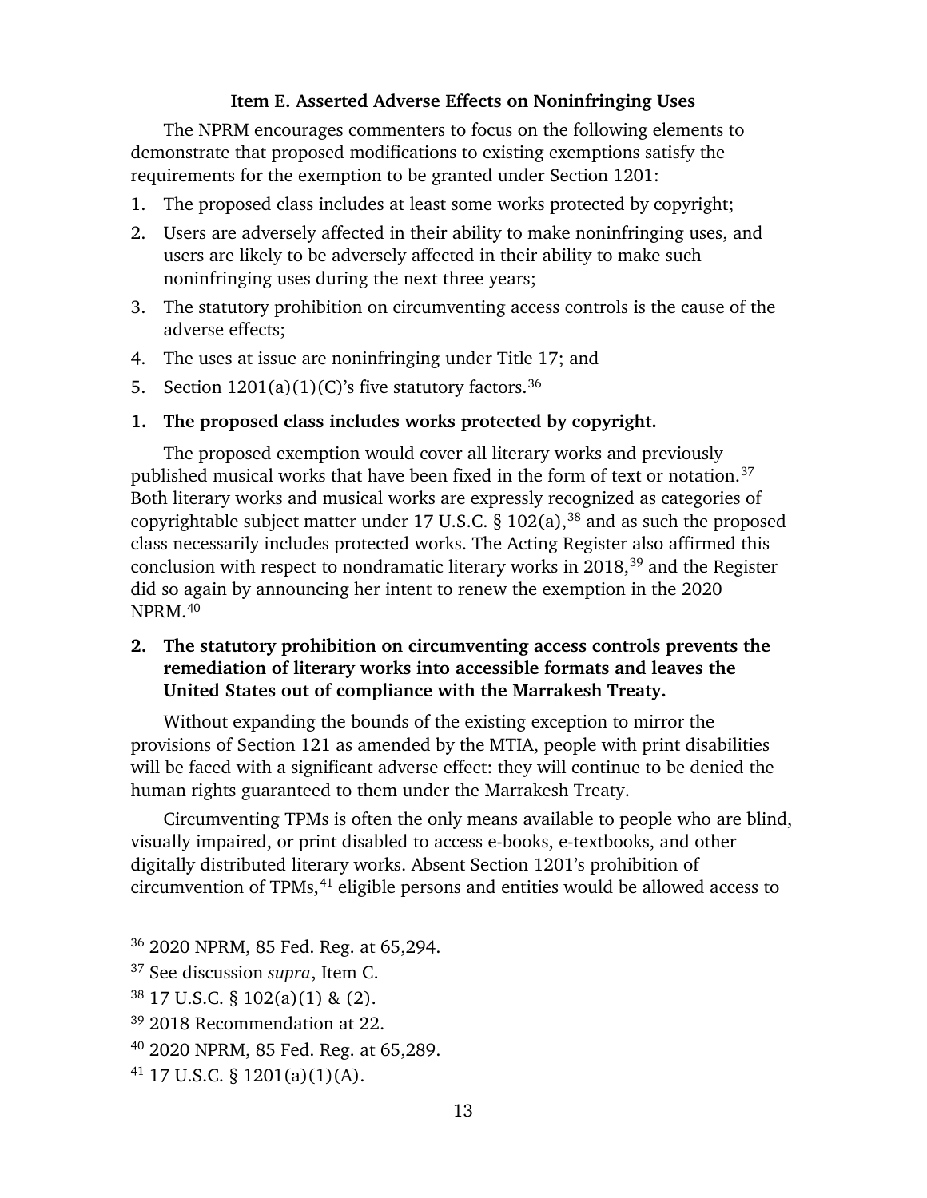### Item E. Asserted Adverse Effects on Noninfringing Uses

The NPRM encourages commenters to focus on the following elements to demonstrate that proposed modifications to existing exemptions satisfy the requirements for the exemption to be granted under Section 1201:

1. The proposed class includes at least some works protected by copyright;
2. Users are adversely affected in their ability to make noninfringing uses, and users are likely to be adversely affected in their ability to make such noninfringing uses during the next three years;
3. The statutory prohibition on circumventing access controls is the cause of the adverse effects;
4. The uses at issue are noninfringing under Title 17; and
5. Section 1201(a)(1)(C)'s five statutory factors.[36]

**1. The proposed class includes works protected by copyright.**

The proposed exemption would cover all literary works and previously published musical works that have been fixed in the form of text or notation.[37] Both literary works and musical works are expressly recognized as categories of copyrightable subject matter under 17 U.S.C. § 102(a),[38] and as such the proposed class necessarily includes protected works. The Acting Register also affirmed this conclusion with respect to nondramatic literary works in 2018,[39] and the Register did so again by announcing her intent to renew the exemption in the 2020 NPRM.[40]

**2. The statutory prohibition on circumventing access controls prevents the remediation of literary works into accessible formats and leaves the United States out of compliance with the Marrakesh Treaty.**

Without expanding the bounds of the existing exception to mirror the provisions of Section 121 as amended by the MTIA, people with print disabilities will be faced with a significant adverse effect: they will continue to be denied the human rights guaranteed to them under the Marrakesh Treaty.

Circumventing TPMs is often the only means available to people who are blind, visually impaired, or print disabled to access e-books, e-textbooks, and other digitally distributed literary works. Absent Section 1201's prohibition of circumvention of TPMs,[41] eligible persons and entities would be allowed access to

---

[36] 2020 NPRM, 85 Fed. Reg. at 65,294.

[37] See discussion *supra*, Item C.

[38] 17 U.S.C. § 102(a)(1) & (2).

[39] 2018 Recommendation at 22.

[40] 2020 NPRM, 85 Fed. Reg. at 65,289.

[41] 17 U.S.C. § 1201(a)(1)(A).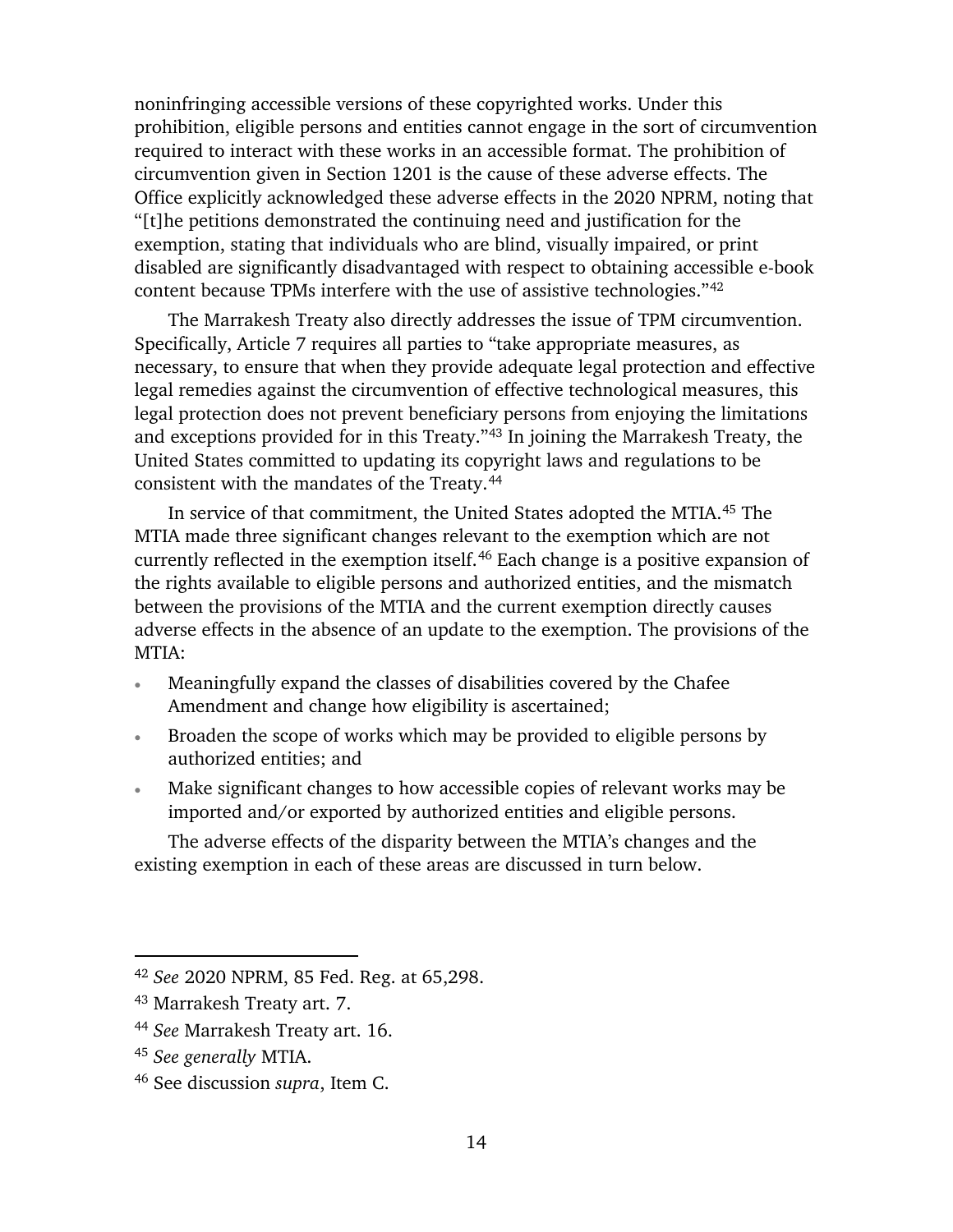noninfringing accessible versions of these copyrighted works. Under this prohibition, eligible persons and entities cannot engage in the sort of circumvention required to interact with these works in an accessible format. The prohibition of circumvention given in Section 1201 is the cause of these adverse effects. The Office explicitly acknowledged these adverse effects in the 2020 NPRM, noting that "[t]he petitions demonstrated the continuing need and justification for the exemption, stating that individuals who are blind, visually impaired, or print disabled are significantly disadvantaged with respect to obtaining accessible e-book content because TPMs interfere with the use of assistive technologies."[42]

The Marrakesh Treaty also directly addresses the issue of TPM circumvention. Specifically, Article 7 requires all parties to "take appropriate measures, as necessary, to ensure that when they provide adequate legal protection and effective legal remedies against the circumvention of effective technological measures, this legal protection does not prevent beneficiary persons from enjoying the limitations and exceptions provided for in this Treaty."[43] In joining the Marrakesh Treaty, the United States committed to updating its copyright laws and regulations to be consistent with the mandates of the Treaty.[44]

In service of that commitment, the United States adopted the MTIA.[45] The MTIA made three significant changes relevant to the exemption which are not currently reflected in the exemption itself.[46] Each change is a positive expansion of the rights available to eligible persons and authorized entities, and the mismatch between the provisions of the MTIA and the current exemption directly causes adverse effects in the absence of an update to the exemption. The provisions of the MTIA:

- Meaningfully expand the classes of disabilities covered by the Chafee Amendment and change how eligibility is ascertained;
- Broaden the scope of works which may be provided to eligible persons by authorized entities; and
- Make significant changes to how accessible copies of relevant works may be imported and/or exported by authorized entities and eligible persons.

The adverse effects of the disparity between the MTIA's changes and the existing exemption in each of these areas are discussed in turn below.

---

[42] *See* 2020 NPRM, 85 Fed. Reg. at 65,298.

[43] Marrakesh Treaty art. 7.

[44] *See* Marrakesh Treaty art. 16.

[45] *See generally* MTIA.

[46] See discussion *supra*, Item C.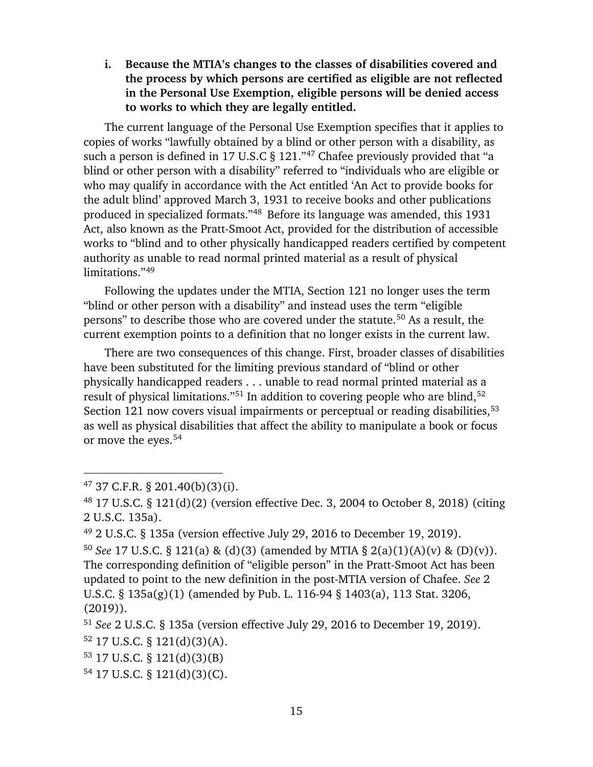**i. Because the MTIA's changes to the classes of disabilities covered and the process by which persons are certified as eligible are not reflected in the Personal Use Exemption, eligible persons will be denied access to works to which they are legally entitled.**

The current language of the Personal Use Exemption specifies that it applies to copies of works "lawfully obtained by a blind or other person with a disability, as such a person is defined in 17 U.S.C § 121."[47] Chafee previously provided that "a blind or other person with a disability" referred to "individuals who are eligible or who may qualify in accordance with the Act entitled 'An Act to provide books for the adult blind' approved March 3, 1931 to receive books and other publications produced in specialized formats."[48] Before its language was amended, this 1931 Act, also known as the Pratt-Smoot Act, provided for the distribution of accessible works to "blind and to other physically handicapped readers certified by competent authority as unable to read normal printed material as a result of physical limitations."[49]

Following the updates under the MTIA, Section 121 no longer uses the term "blind or other person with a disability" and instead uses the term "eligible persons" to describe those who are covered under the statute.[50] As a result, the current exemption points to a definition that no longer exists in the current law.

There are two consequences of this change. First, broader classes of disabilities have been substituted for the limiting previous standard of "blind or other physically handicapped readers . . . unable to read normal printed material as a result of physical limitations."[51] In addition to covering people who are blind,[52] Section 121 now covers visual impairments or perceptual or reading disabilities,[53] as well as physical disabilities that affect the ability to manipulate a book or focus or move the eyes.[54]

---

[47] 37 C.F.R. § 201.40(b)(3)(i).

[48] 17 U.S.C. § 121(d)(2) (version effective Dec. 3, 2004 to October 8, 2018) (citing 2 U.S.C. 135a).

[49] 2 U.S.C. § 135a (version effective July 29, 2016 to December 19, 2019).

[50] *See* 17 U.S.C. § 121(a) & (d)(3) (amended by MTIA § 2(a)(1)(A)(v) & (D)(v)). The corresponding definition of "eligible person" in the Pratt-Smoot Act has been updated to point to the new definition in the post-MTIA version of Chafee. *See* 2 U.S.C. § 135a(g)(1) (amended by Pub. L. 116-94 § 1403(a), 113 Stat. 3206, (2019)).

[51] *See* 2 U.S.C. § 135a (version effective July 29, 2016 to December 19, 2019).

[52] 17 U.S.C. § 121(d)(3)(A).

[53] 17 U.S.C. § 121(d)(3)(B)

[54] 17 U.S.C. § 121(d)(3)(C).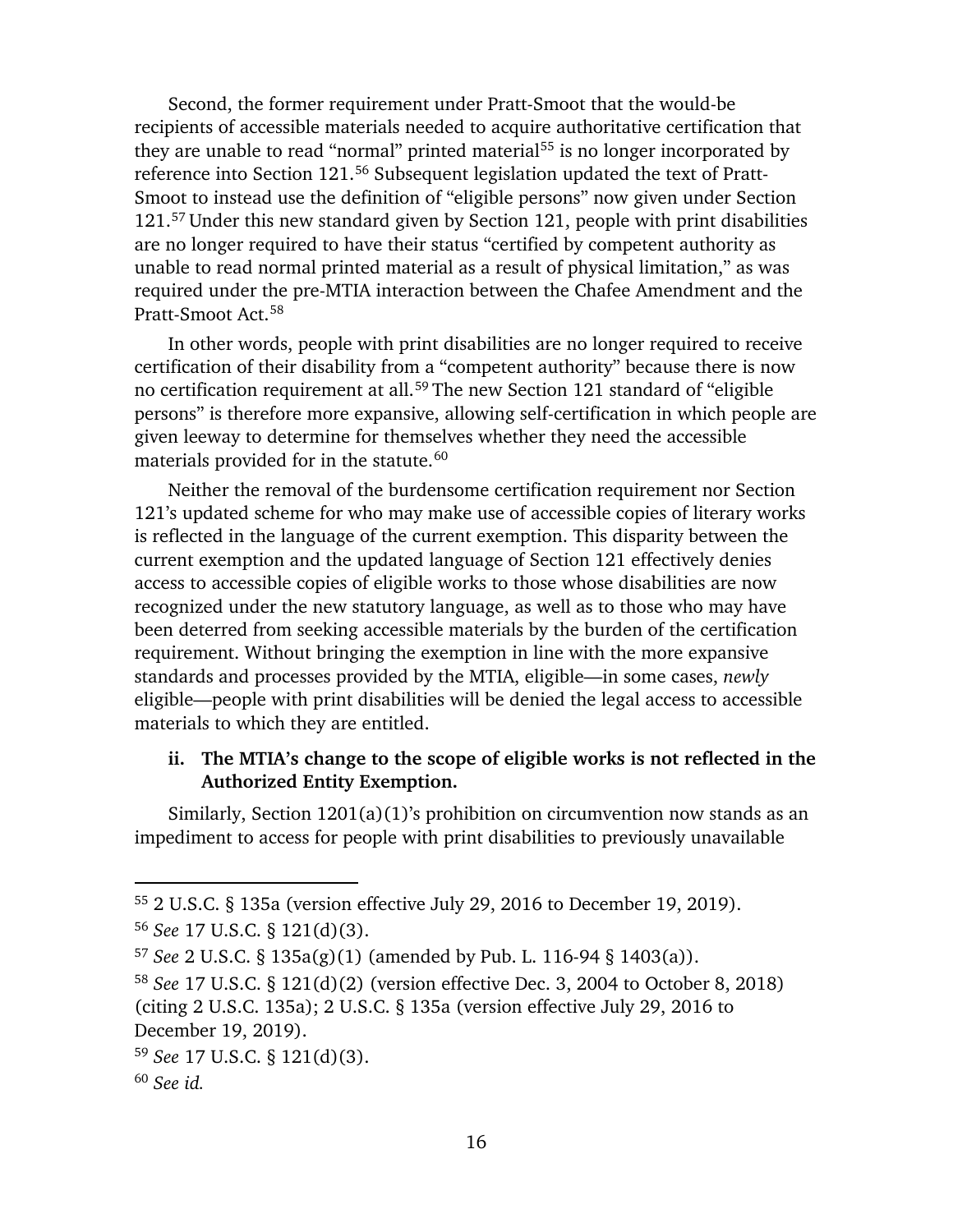Second, the former requirement under Pratt-Smoot that the would-be recipients of accessible materials needed to acquire authoritative certification that they are unable to read "normal" printed material[55] is no longer incorporated by reference into Section 121.[56] Subsequent legislation updated the text of Pratt-Smoot to instead use the definition of "eligible persons" now given under Section 121.[57] Under this new standard given by Section 121, people with print disabilities are no longer required to have their status "certified by competent authority as unable to read normal printed material as a result of physical limitation," as was required under the pre-MTIA interaction between the Chafee Amendment and the Pratt-Smoot Act.[58]

In other words, people with print disabilities are no longer required to receive certification of their disability from a "competent authority" because there is now no certification requirement at all.[59] The new Section 121 standard of "eligible persons" is therefore more expansive, allowing self-certification in which people are given leeway to determine for themselves whether they need the accessible materials provided for in the statute.[60]

Neither the removal of the burdensome certification requirement nor Section 121's updated scheme for who may make use of accessible copies of literary works is reflected in the language of the current exemption. This disparity between the current exemption and the updated language of Section 121 effectively denies access to accessible copies of eligible works to those whose disabilities are now recognized under the new statutory language, as well as to those who may have been deterred from seeking accessible materials by the burden of the certification requirement. Without bringing the exemption in line with the more expansive standards and processes provided by the MTIA, eligible—in some cases, *newly* eligible—people with print disabilities will be denied the legal access to accessible materials to which they are entitled.

**ii. The MTIA's change to the scope of eligible works is not reflected in the Authorized Entity Exemption.**

Similarly, Section 1201(a)(1)'s prohibition on circumvention now stands as an impediment to access for people with print disabilities to previously unavailable

---

[55] 2 U.S.C. § 135a (version effective July 29, 2016 to December 19, 2019).

[56] *See* 17 U.S.C. § 121(d)(3).

[57] *See* 2 U.S.C. § 135a(g)(1) (amended by Pub. L. 116-94 § 1403(a)).

[58] *See* 17 U.S.C. § 121(d)(2) (version effective Dec. 3, 2004 to October 8, 2018) (citing 2 U.S.C. 135a); 2 U.S.C. § 135a (version effective July 29, 2016 to December 19, 2019).

[59] *See* 17 U.S.C. § 121(d)(3).

[60] *See id.*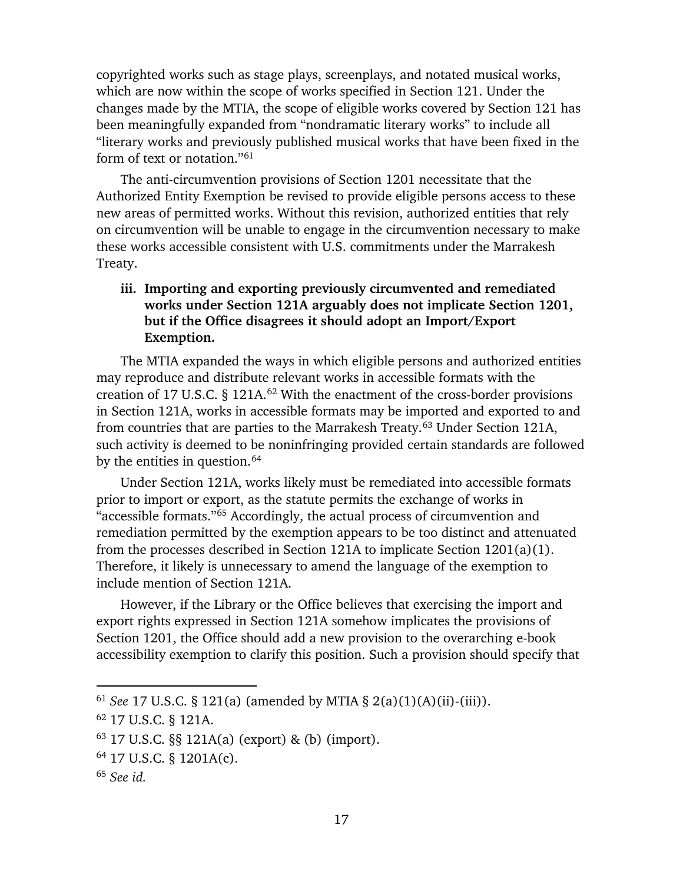copyrighted works such as stage plays, screenplays, and notated musical works, which are now within the scope of works specified in Section 121. Under the changes made by the MTIA, the scope of eligible works covered by Section 121 has been meaningfully expanded from "nondramatic literary works" to include all "literary works and previously published musical works that have been fixed in the form of text or notation."[61]

The anti-circumvention provisions of Section 1201 necessitate that the Authorized Entity Exemption be revised to provide eligible persons access to these new areas of permitted works. Without this revision, authorized entities that rely on circumvention will be unable to engage in the circumvention necessary to make these works accessible consistent with U.S. commitments under the Marrakesh Treaty.

**iii. Importing and exporting previously circumvented and remediated works under Section 121A arguably does not implicate Section 1201, but if the Office disagrees it should adopt an Import/Export Exemption.**

The MTIA expanded the ways in which eligible persons and authorized entities may reproduce and distribute relevant works in accessible formats with the creation of 17 U.S.C. § 121A.[62] With the enactment of the cross-border provisions in Section 121A, works in accessible formats may be imported and exported to and from countries that are parties to the Marrakesh Treaty.[63] Under Section 121A, such activity is deemed to be noninfringing provided certain standards are followed by the entities in question.[64]

Under Section 121A, works likely must be remediated into accessible formats prior to import or export, as the statute permits the exchange of works in "accessible formats."[65] Accordingly, the actual process of circumvention and remediation permitted by the exemption appears to be too distinct and attenuated from the processes described in Section 121A to implicate Section 1201(a)(1). Therefore, it likely is unnecessary to amend the language of the exemption to include mention of Section 121A.

However, if the Library or the Office believes that exercising the import and export rights expressed in Section 121A somehow implicates the provisions of Section 1201, the Office should add a new provision to the overarching e-book accessibility exemption to clarify this position. Such a provision should specify that

---

[61] *See* 17 U.S.C. § 121(a) (amended by MTIA § 2(a)(1)(A)(ii)-(iii)).

[62] 17 U.S.C. § 121A.

[63] 17 U.S.C. §§ 121A(a) (export) & (b) (import).

[64] 17 U.S.C. § 1201A(c).

[65] *See id.*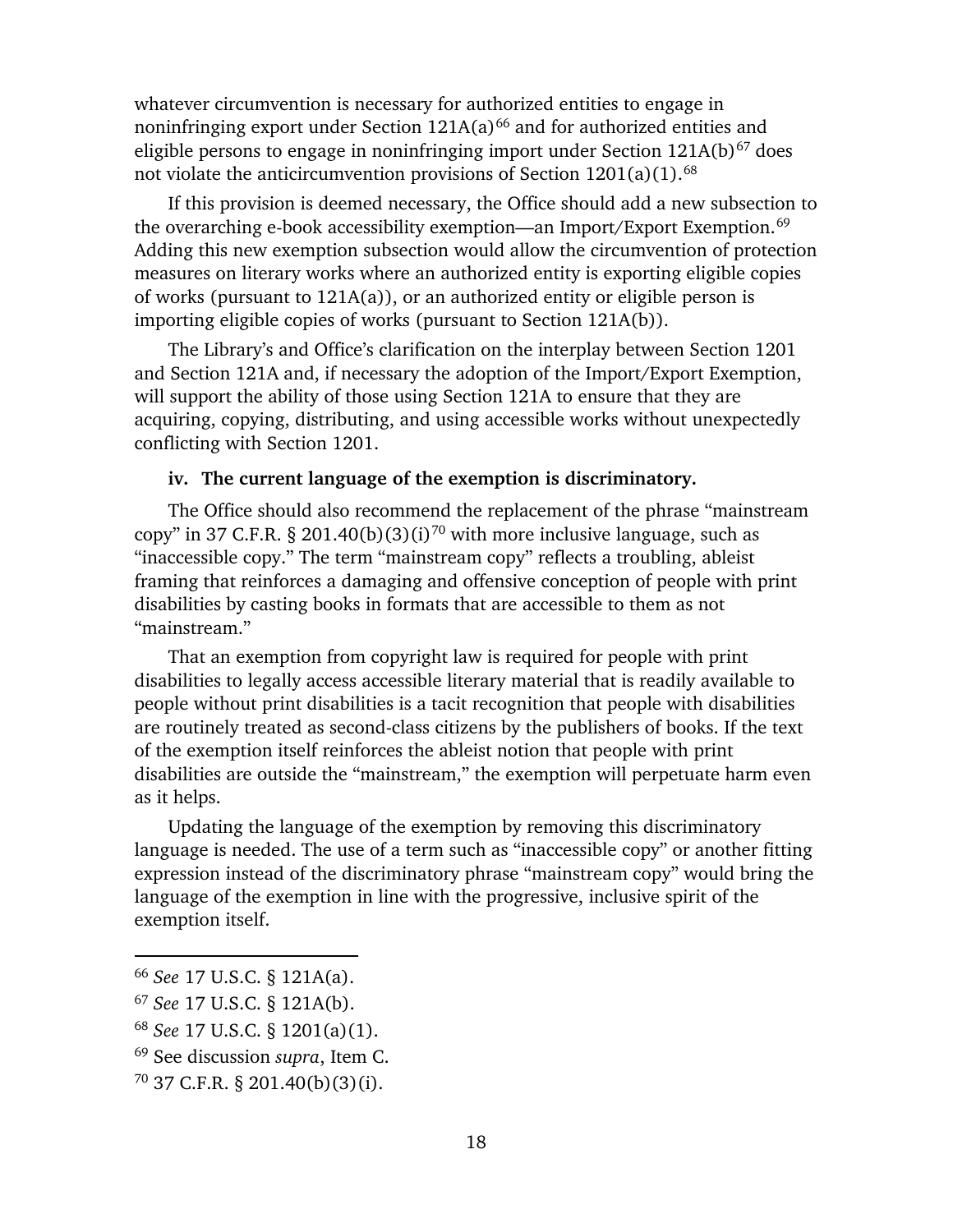whatever circumvention is necessary for authorized entities to engage in noninfringing export under Section 121A(a)[66] and for authorized entities and eligible persons to engage in noninfringing import under Section 121A(b)[67] does not violate the anticircumvention provisions of Section 1201(a)(1).[68]

If this provision is deemed necessary, the Office should add a new subsection to the overarching e-book accessibility exemption—an Import/Export Exemption.[69] Adding this new exemption subsection would allow the circumvention of protection measures on literary works where an authorized entity is exporting eligible copies of works (pursuant to 121A(a)), or an authorized entity or eligible person is importing eligible copies of works (pursuant to Section 121A(b)).

The Library's and Office's clarification on the interplay between Section 1201 and Section 121A and, if necessary the adoption of the Import/Export Exemption, will support the ability of those using Section 121A to ensure that they are acquiring, copying, distributing, and using accessible works without unexpectedly conflicting with Section 1201.

**iv. The current language of the exemption is discriminatory.**

The Office should also recommend the replacement of the phrase "mainstream copy" in 37 C.F.R. § 201.40(b)(3)(i)[70] with more inclusive language, such as "inaccessible copy." The term "mainstream copy" reflects a troubling, ableist framing that reinforces a damaging and offensive conception of people with print disabilities by casting books in formats that are accessible to them as not "mainstream."

That an exemption from copyright law is required for people with print disabilities to legally access accessible literary material that is readily available to people without print disabilities is a tacit recognition that people with disabilities are routinely treated as second-class citizens by the publishers of books. If the text of the exemption itself reinforces the ableist notion that people with print disabilities are outside the "mainstream," the exemption will perpetuate harm even as it helps.

Updating the language of the exemption by removing this discriminatory language is needed. The use of a term such as "inaccessible copy" or another fitting expression instead of the discriminatory phrase "mainstream copy" would bring the language of the exemption in line with the progressive, inclusive spirit of the exemption itself.

---

[66] *See* 17 U.S.C. § 121A(a).

[67] *See* 17 U.S.C. § 121A(b).

[68] *See* 17 U.S.C. § 1201(a)(1).

[69] See discussion *supra*, Item C.

[70] 37 C.F.R. § 201.40(b)(3)(i).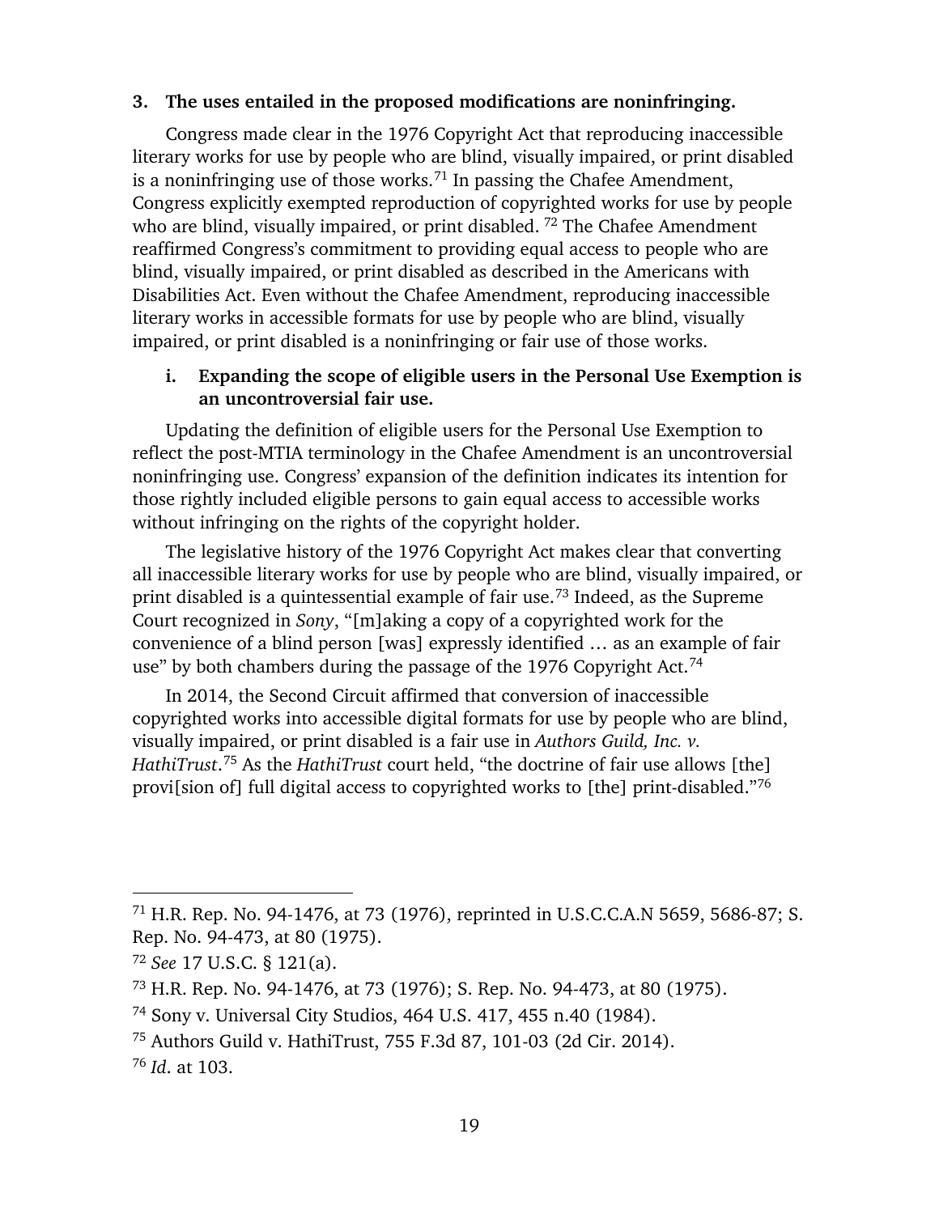### 3. The uses entailed in the proposed modifications are noninfringing.

Congress made clear in the 1976 Copyright Act that reproducing inaccessible literary works for use by people who are blind, visually impaired, or print disabled is a noninfringing use of those works.[71] In passing the Chafee Amendment, Congress explicitly exempted reproduction of copyrighted works for use by people who are blind, visually impaired, or print disabled. [72] The Chafee Amendment reaffirmed Congress's commitment to providing equal access to people who are blind, visually impaired, or print disabled as described in the Americans with Disabilities Act. Even without the Chafee Amendment, reproducing inaccessible literary works in accessible formats for use by people who are blind, visually impaired, or print disabled is a noninfringing or fair use of those works.

#### i. Expanding the scope of eligible users in the Personal Use Exemption is an uncontroversial fair use.

Updating the definition of eligible users for the Personal Use Exemption to reflect the post-MTIA terminology in the Chafee Amendment is an uncontroversial noninfringing use. Congress' expansion of the definition indicates its intention for those rightly included eligible persons to gain equal access to accessible works without infringing on the rights of the copyright holder.

The legislative history of the 1976 Copyright Act makes clear that converting all inaccessible literary works for use by people who are blind, visually impaired, or print disabled is a quintessential example of fair use.[73] Indeed, as the Supreme Court recognized in *Sony*, "[m]aking a copy of a copyrighted work for the convenience of a blind person [was] expressly identified … as an example of fair use" by both chambers during the passage of the 1976 Copyright Act.[74]

In 2014, the Second Circuit affirmed that conversion of inaccessible copyrighted works into accessible digital formats for use by people who are blind, visually impaired, or print disabled is a fair use in *Authors Guild, Inc. v. HathiTrust*.[75] As the *HathiTrust* court held, "the doctrine of fair use allows [the] provi[sion of] full digital access to copyrighted works to [the] print-disabled."[76]

---

[71] H.R. Rep. No. 94-1476, at 73 (1976), reprinted in U.S.C.C.A.N 5659, 5686-87; S. Rep. No. 94-473, at 80 (1975).

[72] *See* 17 U.S.C. § 121(a).

[73] H.R. Rep. No. 94-1476, at 73 (1976); S. Rep. No. 94-473, at 80 (1975).

[74] Sony v. Universal City Studios, 464 U.S. 417, 455 n.40 (1984).

[75] Authors Guild v. HathiTrust, 755 F.3d 87, 101-03 (2d Cir. 2014).

[76] *Id*. at 103.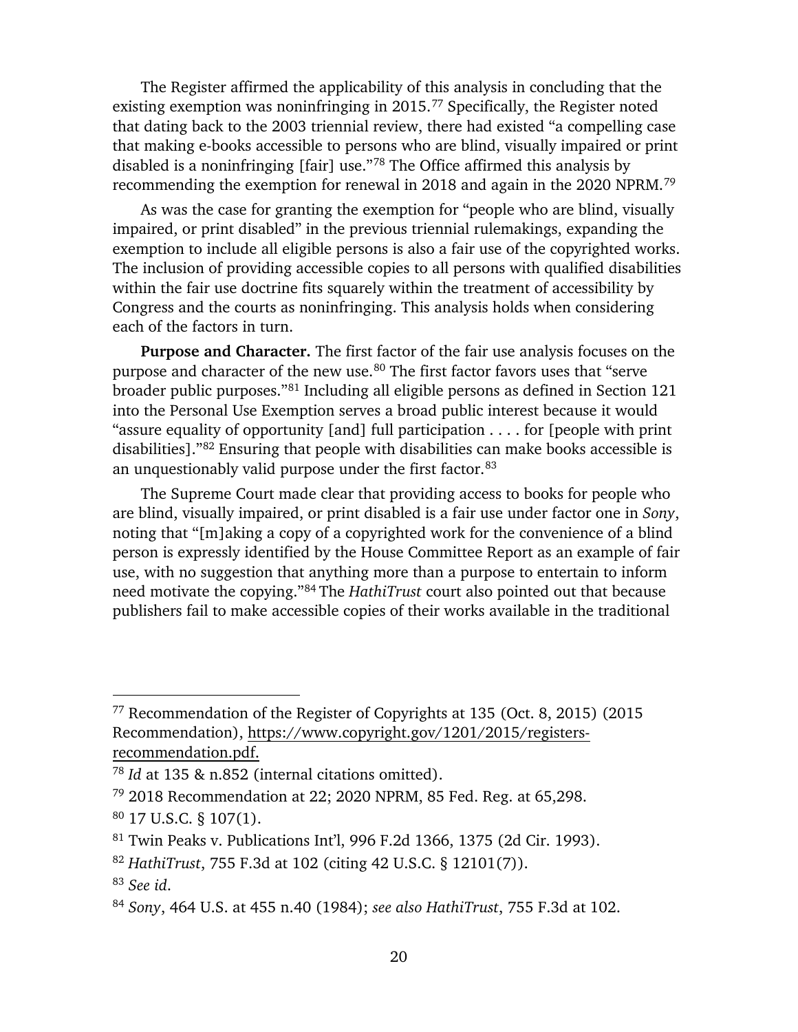The Register affirmed the applicability of this analysis in concluding that the existing exemption was noninfringing in 2015.[77] Specifically, the Register noted that dating back to the 2003 triennial review, there had existed "a compelling case that making e-books accessible to persons who are blind, visually impaired or print disabled is a noninfringing [fair] use."[78] The Office affirmed this analysis by recommending the exemption for renewal in 2018 and again in the 2020 NPRM.[79]

As was the case for granting the exemption for "people who are blind, visually impaired, or print disabled" in the previous triennial rulemakings, expanding the exemption to include all eligible persons is also a fair use of the copyrighted works. The inclusion of providing accessible copies to all persons with qualified disabilities within the fair use doctrine fits squarely within the treatment of accessibility by Congress and the courts as noninfringing. This analysis holds when considering each of the factors in turn.

**Purpose and Character.** The first factor of the fair use analysis focuses on the purpose and character of the new use.[80] The first factor favors uses that "serve broader public purposes."[81] Including all eligible persons as defined in Section 121 into the Personal Use Exemption serves a broad public interest because it would "assure equality of opportunity [and] full participation . . . . for [people with print disabilities]."[82] Ensuring that people with disabilities can make books accessible is an unquestionably valid purpose under the first factor.[83]

The Supreme Court made clear that providing access to books for people who are blind, visually impaired, or print disabled is a fair use under factor one in *Sony*, noting that "[m]aking a copy of a copyrighted work for the convenience of a blind person is expressly identified by the House Committee Report as an example of fair use, with no suggestion that anything more than a purpose to entertain to inform need motivate the copying."[84] The *HathiTrust* court also pointed out that because publishers fail to make accessible copies of their works available in the traditional

---

[77] Recommendation of the Register of Copyrights at 135 (Oct. 8, 2015) (2015 Recommendation), https://www.copyright.gov/1201/2015/registers-recommendation.pdf.

[78] *Id* at 135 & n.852 (internal citations omitted).

[79] 2018 Recommendation at 22; 2020 NPRM, 85 Fed. Reg. at 65,298.

[80] 17 U.S.C. § 107(1).

[81] Twin Peaks v. Publications Int'l, 996 F.2d 1366, 1375 (2d Cir. 1993).

[82] *HathiTrust*, 755 F.3d at 102 (citing 42 U.S.C. § 12101(7)).

[83] *See id*.

[84] *Sony*, 464 U.S. at 455 n.40 (1984); *see also HathiTrust*, 755 F.3d at 102.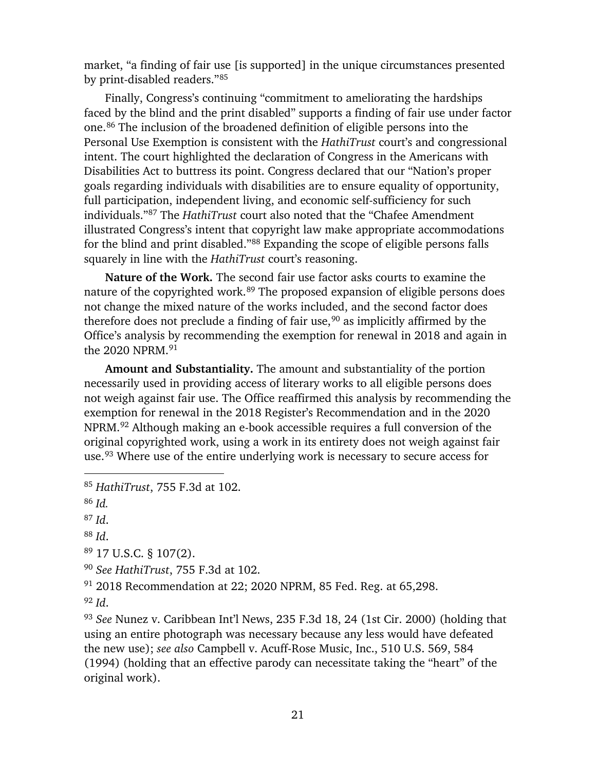market, "a finding of fair use [is supported] in the unique circumstances presented by print-disabled readers."[85]

Finally, Congress's continuing "commitment to ameliorating the hardships faced by the blind and the print disabled" supports a finding of fair use under factor one.[86] The inclusion of the broadened definition of eligible persons into the Personal Use Exemption is consistent with the *HathiTrust* court's and congressional intent. The court highlighted the declaration of Congress in the Americans with Disabilities Act to buttress its point. Congress declared that our "Nation's proper goals regarding individuals with disabilities are to ensure equality of opportunity, full participation, independent living, and economic self-sufficiency for such individuals."[87] The *HathiTrust* court also noted that the "Chafee Amendment illustrated Congress's intent that copyright law make appropriate accommodations for the blind and print disabled."[88] Expanding the scope of eligible persons falls squarely in line with the *HathiTrust* court's reasoning.

**Nature of the Work.** The second fair use factor asks courts to examine the nature of the copyrighted work.[89] The proposed expansion of eligible persons does not change the mixed nature of the works included, and the second factor does therefore does not preclude a finding of fair use,[90] as implicitly affirmed by the Office's analysis by recommending the exemption for renewal in 2018 and again in the 2020 NPRM.[91]

**Amount and Substantiality.** The amount and substantiality of the portion necessarily used in providing access of literary works to all eligible persons does not weigh against fair use. The Office reaffirmed this analysis by recommending the exemption for renewal in the 2018 Register's Recommendation and in the 2020 NPRM.[92] Although making an e-book accessible requires a full conversion of the original copyrighted work, using a work in its entirety does not weigh against fair use.[93] Where use of the entire underlying work is necessary to secure access for

---

[85] *HathiTrust*, 755 F.3d at 102.

[86] *Id.*

[87] *Id*.

[88] *Id*.

[89] 17 U.S.C. § 107(2).

[90] *See HathiTrust*, 755 F.3d at 102.

[91] 2018 Recommendation at 22; 2020 NPRM, 85 Fed. Reg. at 65,298.

[92] *Id*.

[93] *See* Nunez v. Caribbean Int'l News, 235 F.3d 18, 24 (1st Cir. 2000) (holding that using an entire photograph was necessary because any less would have defeated the new use); *see also* Campbell v. Acuff-Rose Music, Inc., 510 U.S. 569, 584 (1994) (holding that an effective parody can necessitate taking the "heart" of the original work).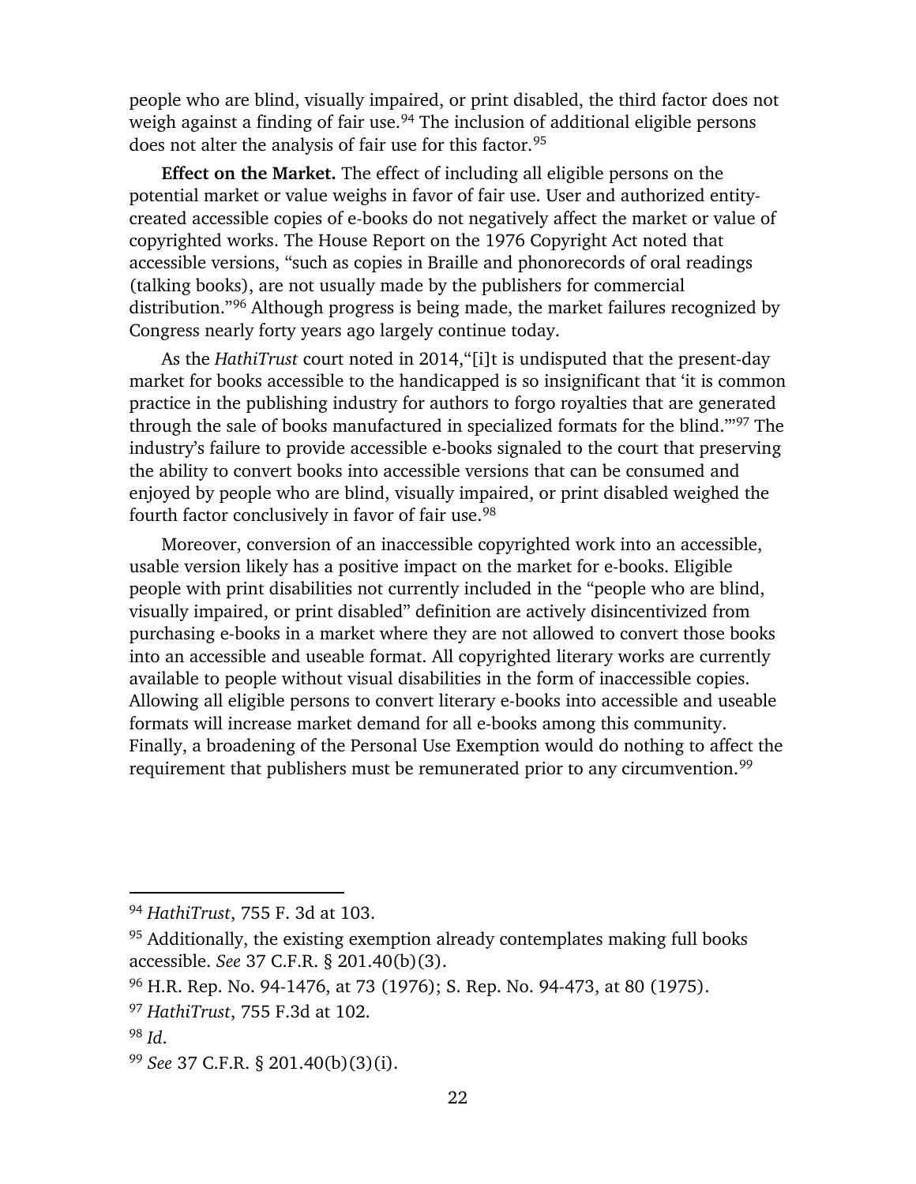people who are blind, visually impaired, or print disabled, the third factor does not weigh against a finding of fair use.[94] The inclusion of additional eligible persons does not alter the analysis of fair use for this factor.[95]

**Effect on the Market.** The effect of including all eligible persons on the potential market or value weighs in favor of fair use. User and authorized entity-created accessible copies of e-books do not negatively affect the market or value of copyrighted works. The House Report on the 1976 Copyright Act noted that accessible versions, "such as copies in Braille and phonorecords of oral readings (talking books), are not usually made by the publishers for commercial distribution."[96] Although progress is being made, the market failures recognized by Congress nearly forty years ago largely continue today.

As the *HathiTrust* court noted in 2014,"[i]t is undisputed that the present-day market for books accessible to the handicapped is so insignificant that 'it is common practice in the publishing industry for authors to forgo royalties that are generated through the sale of books manufactured in specialized formats for the blind.'"[97] The industry's failure to provide accessible e-books signaled to the court that preserving the ability to convert books into accessible versions that can be consumed and enjoyed by people who are blind, visually impaired, or print disabled weighed the fourth factor conclusively in favor of fair use.[98]

Moreover, conversion of an inaccessible copyrighted work into an accessible, usable version likely has a positive impact on the market for e-books. Eligible people with print disabilities not currently included in the "people who are blind, visually impaired, or print disabled" definition are actively disincentivized from purchasing e-books in a market where they are not allowed to convert those books into an accessible and useable format. All copyrighted literary works are currently available to people without visual disabilities in the form of inaccessible copies. Allowing all eligible persons to convert literary e-books into accessible and useable formats will increase market demand for all e-books among this community. Finally, a broadening of the Personal Use Exemption would do nothing to affect the requirement that publishers must be remunerated prior to any circumvention.[99]

---

[94] *HathiTrust*, 755 F. 3d at 103.

[95] Additionally, the existing exemption already contemplates making full books accessible. *See* 37 C.F.R. § 201.40(b)(3).

[96] H.R. Rep. No. 94-1476, at 73 (1976); S. Rep. No. 94-473, at 80 (1975).

[97] *HathiTrust*, 755 F.3d at 102.

[98] *Id*.

[99] *See* 37 C.F.R. § 201.40(b)(3)(i).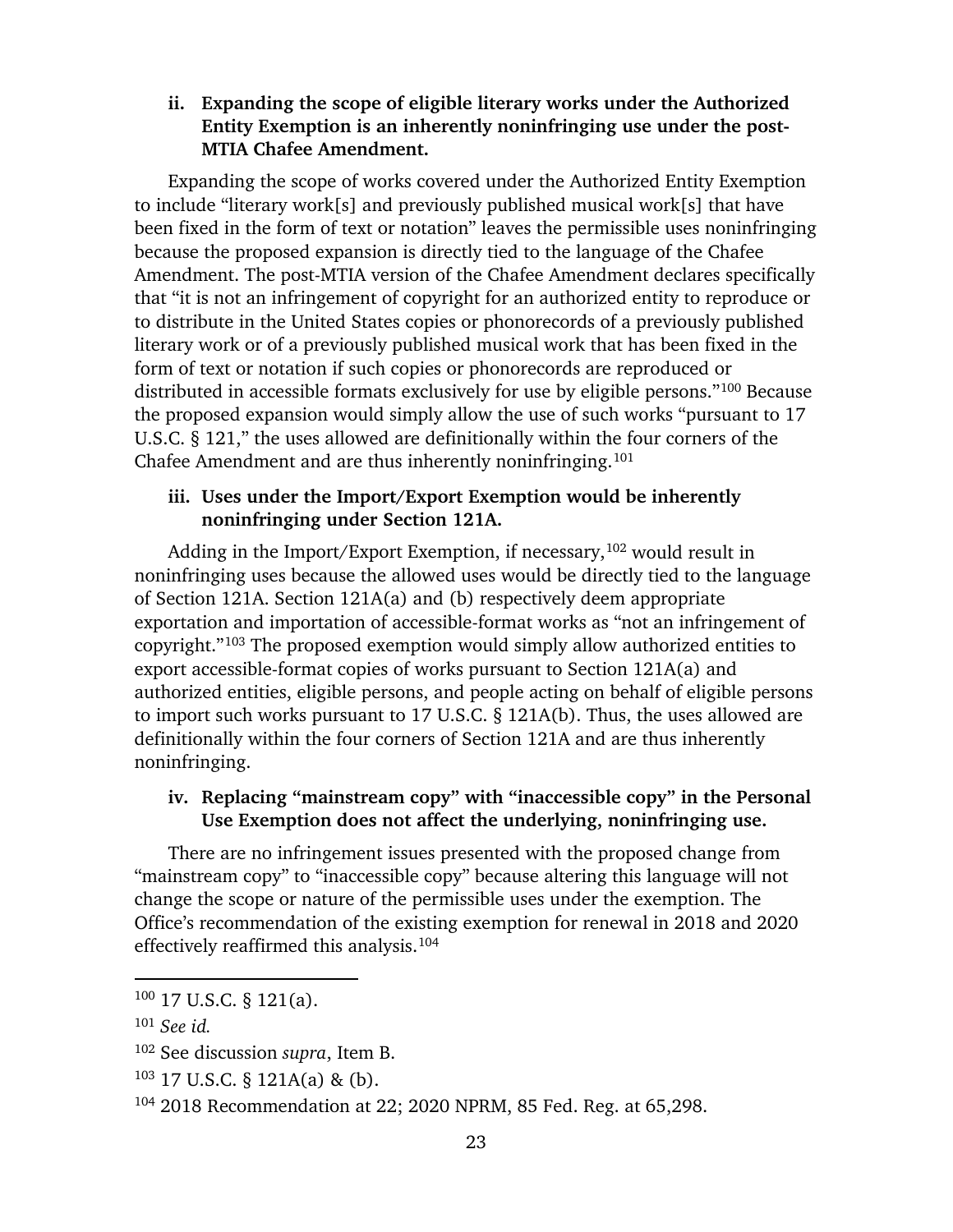#### ii. Expanding the scope of eligible literary works under the Authorized Entity Exemption is an inherently noninfringing use under the post-MTIA Chafee Amendment.

Expanding the scope of works covered under the Authorized Entity Exemption to include "literary work[s] and previously published musical work[s] that have been fixed in the form of text or notation" leaves the permissible uses noninfringing because the proposed expansion is directly tied to the language of the Chafee Amendment. The post-MTIA version of the Chafee Amendment declares specifically that "it is not an infringement of copyright for an authorized entity to reproduce or to distribute in the United States copies or phonorecords of a previously published literary work or of a previously published musical work that has been fixed in the form of text or notation if such copies or phonorecords are reproduced or distributed in accessible formats exclusively for use by eligible persons."[100] Because the proposed expansion would simply allow the use of such works "pursuant to 17 U.S.C. § 121," the uses allowed are definitionally within the four corners of the Chafee Amendment and are thus inherently noninfringing.[101]

#### iii. Uses under the Import/Export Exemption would be inherently noninfringing under Section 121A.

Adding in the Import/Export Exemption, if necessary,[102] would result in noninfringing uses because the allowed uses would be directly tied to the language of Section 121A. Section 121A(a) and (b) respectively deem appropriate exportation and importation of accessible-format works as "not an infringement of copyright."[103] The proposed exemption would simply allow authorized entities to export accessible-format copies of works pursuant to Section 121A(a) and authorized entities, eligible persons, and people acting on behalf of eligible persons to import such works pursuant to 17 U.S.C. § 121A(b). Thus, the uses allowed are definitionally within the four corners of Section 121A and are thus inherently noninfringing.

#### iv. Replacing "mainstream copy" with "inaccessible copy" in the Personal Use Exemption does not affect the underlying, noninfringing use.

There are no infringement issues presented with the proposed change from "mainstream copy" to "inaccessible copy" because altering this language will not change the scope or nature of the permissible uses under the exemption. The Office's recommendation of the existing exemption for renewal in 2018 and 2020 effectively reaffirmed this analysis.[104]

---

[100] 17 U.S.C. § 121(a).

[101] *See id.*

[102] See discussion *supra*, Item B.

[103] 17 U.S.C. § 121A(a) & (b).

[104] 2018 Recommendation at 22; 2020 NPRM, 85 Fed. Reg. at 65,298.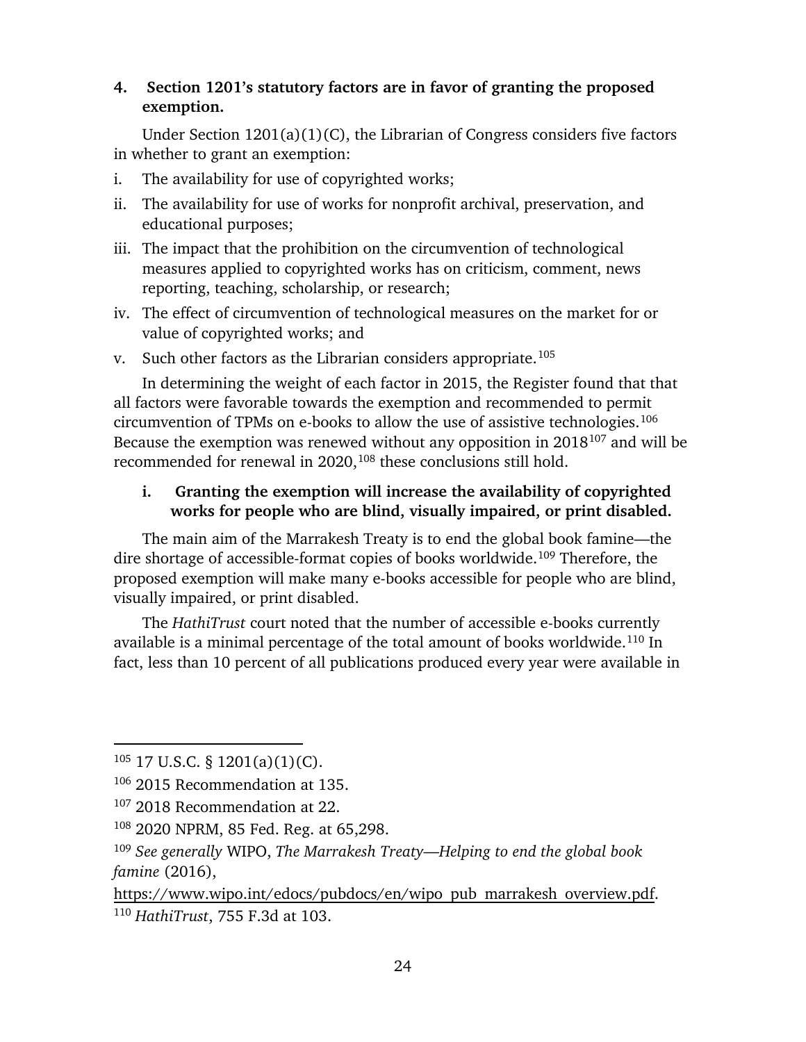#### 4. Section 1201's statutory factors are in favor of granting the proposed exemption.

Under Section 1201(a)(1)(C), the Librarian of Congress considers five factors in whether to grant an exemption:

i. The availability for use of copyrighted works;

ii. The availability for use of works for nonprofit archival, preservation, and educational purposes;

iii. The impact that the prohibition on the circumvention of technological measures applied to copyrighted works has on criticism, comment, news reporting, teaching, scholarship, or research;

iv. The effect of circumvention of technological measures on the market for or value of copyrighted works; and

v. Such other factors as the Librarian considers appropriate.[105]

In determining the weight of each factor in 2015, the Register found that that all factors were favorable towards the exemption and recommended to permit circumvention of TPMs on e-books to allow the use of assistive technologies.[106] Because the exemption was renewed without any opposition in 2018[107] and will be recommended for renewal in 2020,[108] these conclusions still hold.

##### i. Granting the exemption will increase the availability of copyrighted works for people who are blind, visually impaired, or print disabled.

The main aim of the Marrakesh Treaty is to end the global book famine—the dire shortage of accessible-format copies of books worldwide.[109] Therefore, the proposed exemption will make many e-books accessible for people who are blind, visually impaired, or print disabled.

The *HathiTrust* court noted that the number of accessible e-books currently available is a minimal percentage of the total amount of books worldwide.[110] In fact, less than 10 percent of all publications produced every year were available in

---

[105] 17 U.S.C. § 1201(a)(1)(C).

[106] 2015 Recommendation at 135.

[107] 2018 Recommendation at 22.

[108] 2020 NPRM, 85 Fed. Reg. at 65,298.

[109] *See generally* WIPO, *The Marrakesh Treaty—Helping to end the global book famine* (2016), https://www.wipo.int/edocs/pubdocs/en/wipo_pub_marrakesh_overview.pdf.

[110] *HathiTrust*, 755 F.3d at 103.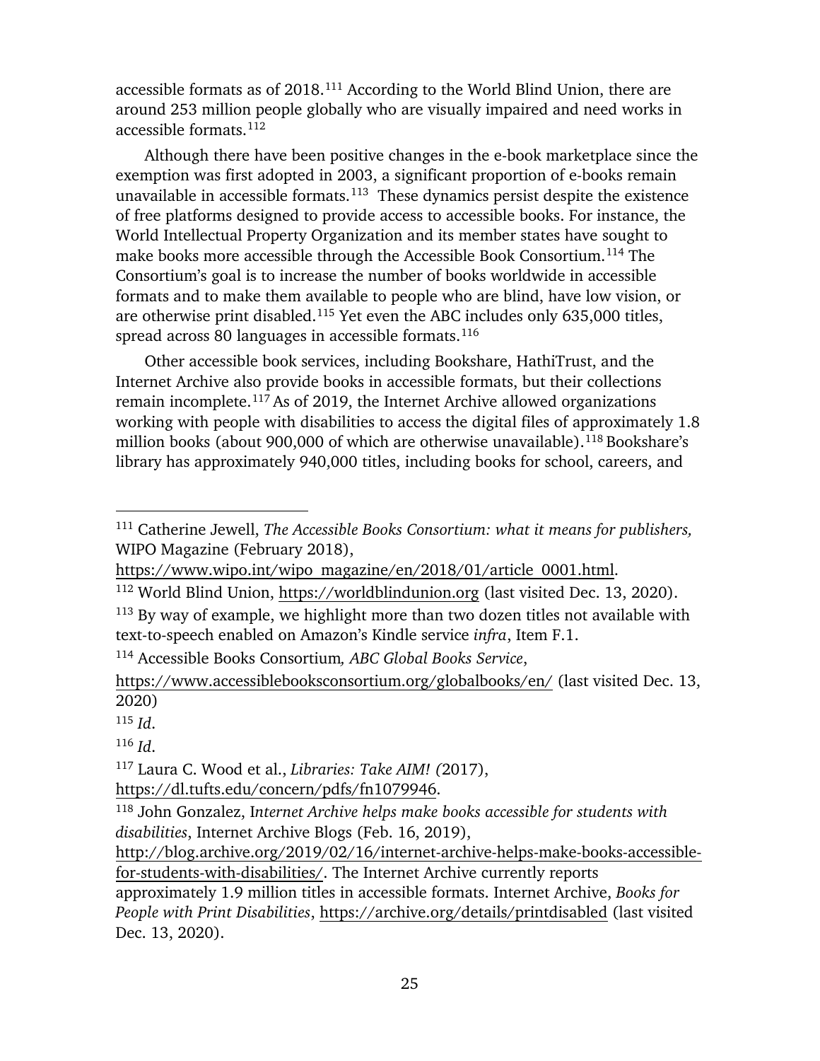accessible formats as of 2018.[111] According to the World Blind Union, there are around 253 million people globally who are visually impaired and need works in accessible formats.[112]

Although there have been positive changes in the e-book marketplace since the exemption was first adopted in 2003, a significant proportion of e-books remain unavailable in accessible formats.[113] These dynamics persist despite the existence of free platforms designed to provide access to accessible books. For instance, the World Intellectual Property Organization and its member states have sought to make books more accessible through the Accessible Book Consortium.[114] The Consortium's goal is to increase the number of books worldwide in accessible formats and to make them available to people who are blind, have low vision, or are otherwise print disabled.[115] Yet even the ABC includes only 635,000 titles, spread across 80 languages in accessible formats.[116]

Other accessible book services, including Bookshare, HathiTrust, and the Internet Archive also provide books in accessible formats, but their collections remain incomplete.[117] As of 2019, the Internet Archive allowed organizations working with people with disabilities to access the digital files of approximately 1.8 million books (about 900,000 of which are otherwise unavailable).[118] Bookshare's library has approximately 940,000 titles, including books for school, careers, and

---

[111] Catherine Jewell, *The Accessible Books Consortium: what it means for publishers,* WIPO Magazine (February 2018), https://www.wipo.int/wipo_magazine/en/2018/01/article_0001.html.

[112] World Blind Union, https://worldblindunion.org (last visited Dec. 13, 2020).

[113] By way of example, we highlight more than two dozen titles not available with text-to-speech enabled on Amazon's Kindle service *infra*, Item F.1.

[114] Accessible Books Consortium*, ABC Global Books Service*, https://www.accessiblebooksconsortium.org/globalbooks/en/ (last visited Dec. 13, 2020)

[115] *Id.*

[116] *Id.*

[117] Laura C. Wood et al., *Libraries: Take AIM! (*2017), https://dl.tufts.edu/concern/pdfs/fn1079946.

[118] John Gonzalez, I*nternet Archive helps make books accessible for students with disabilities*, Internet Archive Blogs (Feb. 16, 2019), http://blog.archive.org/2019/02/16/internet-archive-helps-make-books-accessible-for-students-with-disabilities/. The Internet Archive currently reports approximately 1.9 million titles in accessible formats. Internet Archive, *Books for People with Print Disabilities*, https://archive.org/details/printdisabled (last visited Dec. 13, 2020).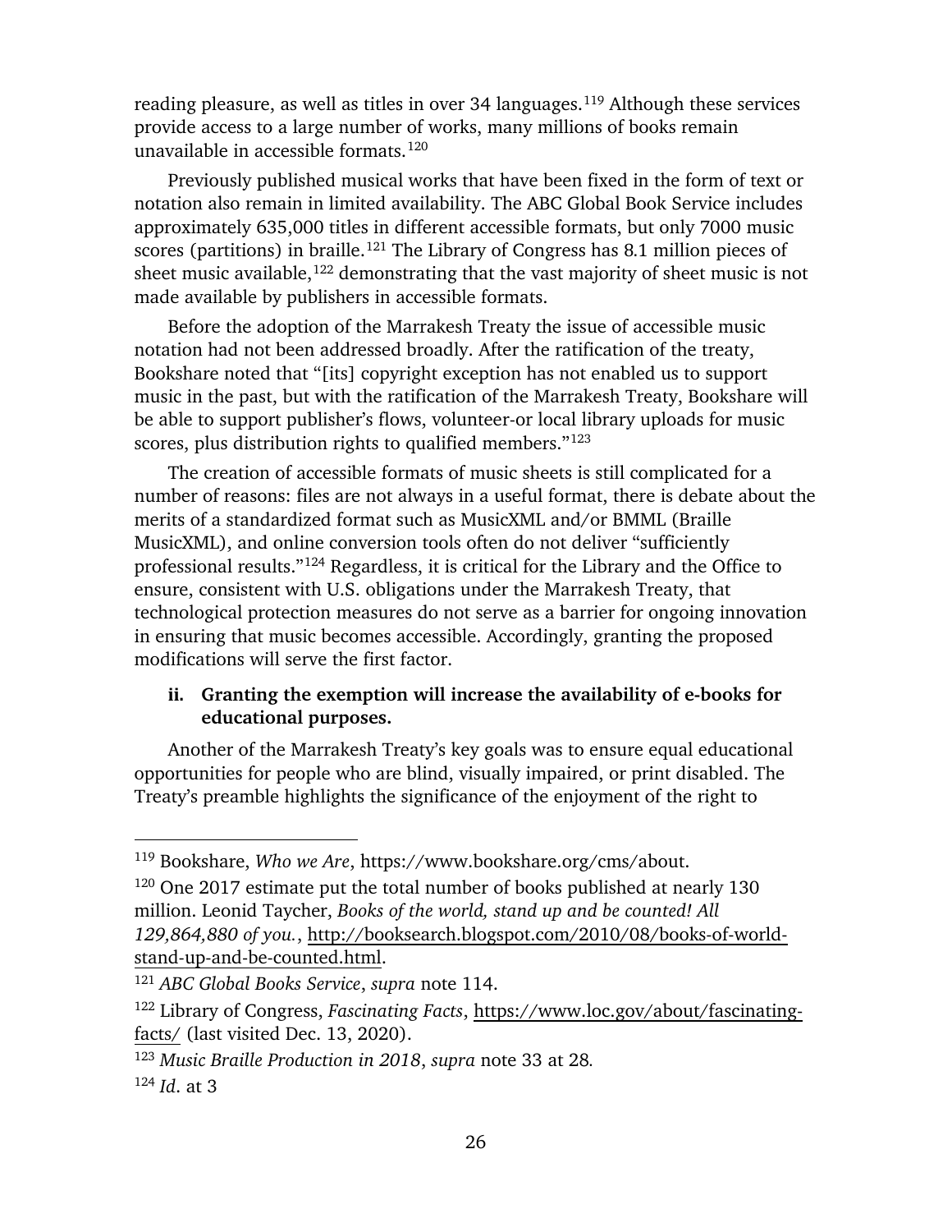reading pleasure, as well as titles in over 34 languages.[119] Although these services provide access to a large number of works, many millions of books remain unavailable in accessible formats.[120]

Previously published musical works that have been fixed in the form of text or notation also remain in limited availability. The ABC Global Book Service includes approximately 635,000 titles in different accessible formats, but only 7000 music scores (partitions) in braille.[121] The Library of Congress has 8.1 million pieces of sheet music available,[122] demonstrating that the vast majority of sheet music is not made available by publishers in accessible formats.

Before the adoption of the Marrakesh Treaty the issue of accessible music notation had not been addressed broadly. After the ratification of the treaty, Bookshare noted that "[its] copyright exception has not enabled us to support music in the past, but with the ratification of the Marrakesh Treaty, Bookshare will be able to support publisher's flows, volunteer-or local library uploads for music scores, plus distribution rights to qualified members."[123]

The creation of accessible formats of music sheets is still complicated for a number of reasons: files are not always in a useful format, there is debate about the merits of a standardized format such as MusicXML and/or BMML (Braille MusicXML), and online conversion tools often do not deliver "sufficiently professional results."[124] Regardless, it is critical for the Library and the Office to ensure, consistent with U.S. obligations under the Marrakesh Treaty, that technological protection measures do not serve as a barrier for ongoing innovation in ensuring that music becomes accessible. Accordingly, granting the proposed modifications will serve the first factor.

**ii. Granting the exemption will increase the availability of e-books for educational purposes.**

Another of the Marrakesh Treaty's key goals was to ensure equal educational opportunities for people who are blind, visually impaired, or print disabled. The Treaty's preamble highlights the significance of the enjoyment of the right to

---

[119] Bookshare, *Who we Are*, https://www.bookshare.org/cms/about.

[120] One 2017 estimate put the total number of books published at nearly 130 million. Leonid Taycher, *Books of the world, stand up and be counted! All 129,864,880 of you.*, http://booksearch.blogspot.com/2010/08/books-of-world-stand-up-and-be-counted.html.

[121] *ABC Global Books Service*, *supra* note 114.

[122] Library of Congress, *Fascinating Facts*, https://www.loc.gov/about/fascinating-facts/ (last visited Dec. 13, 2020).

[123] *Music Braille Production in 2018*, *supra* note 33 at 28.

[124] *Id*. at 3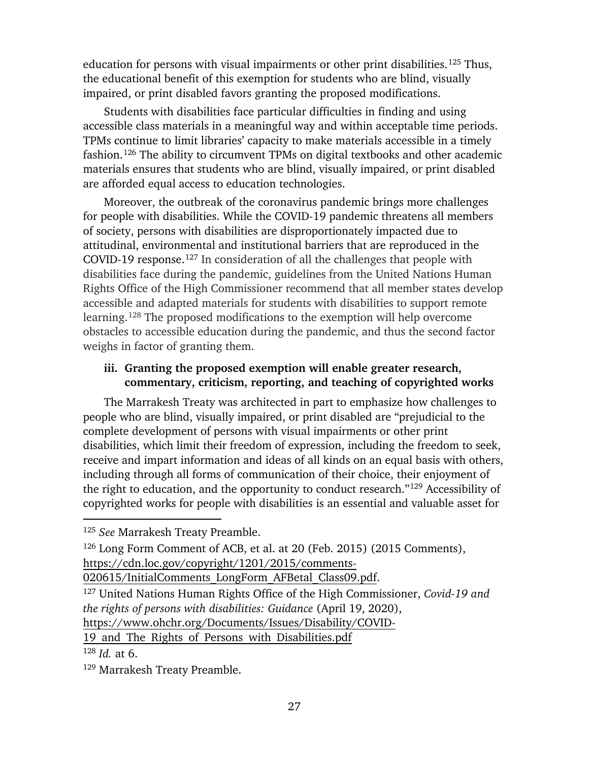education for persons with visual impairments or other print disabilities.[125] Thus, the educational benefit of this exemption for students who are blind, visually impaired, or print disabled favors granting the proposed modifications.

Students with disabilities face particular difficulties in finding and using accessible class materials in a meaningful way and within acceptable time periods. TPMs continue to limit libraries' capacity to make materials accessible in a timely fashion.[126] The ability to circumvent TPMs on digital textbooks and other academic materials ensures that students who are blind, visually impaired, or print disabled are afforded equal access to education technologies.

Moreover, the outbreak of the coronavirus pandemic brings more challenges for people with disabilities. While the COVID-19 pandemic threatens all members of society, persons with disabilities are disproportionately impacted due to attitudinal, environmental and institutional barriers that are reproduced in the COVID-19 response.[127] In consideration of all the challenges that people with disabilities face during the pandemic, guidelines from the United Nations Human Rights Office of the High Commissioner recommend that all member states develop accessible and adapted materials for students with disabilities to support remote learning.[128] The proposed modifications to the exemption will help overcome obstacles to accessible education during the pandemic, and thus the second factor weighs in factor of granting them.

#### iii. Granting the proposed exemption will enable greater research, commentary, criticism, reporting, and teaching of copyrighted works

The Marrakesh Treaty was architected in part to emphasize how challenges to people who are blind, visually impaired, or print disabled are "prejudicial to the complete development of persons with visual impairments or other print disabilities, which limit their freedom of expression, including the freedom to seek, receive and impart information and ideas of all kinds on an equal basis with others, including through all forms of communication of their choice, their enjoyment of the right to education, and the opportunity to conduct research."[129] Accessibility of copyrighted works for people with disabilities is an essential and valuable asset for

---

[125] *See* Marrakesh Treaty Preamble.

[126] Long Form Comment of ACB, et al. at 20 (Feb. 2015) (2015 Comments), https://cdn.loc.gov/copyright/1201/2015/comments-020615/InitialComments_LongForm_AFBetal_Class09.pdf.

[127] United Nations Human Rights Office of the High Commissioner, *Covid-19 and the rights of persons with disabilities: Guidance* (April 19, 2020), https://www.ohchr.org/Documents/Issues/Disability/COVID-19_and_The_Rights_of_Persons_with_Disabilities.pdf

[128] *Id.* at 6.

[129] Marrakesh Treaty Preamble.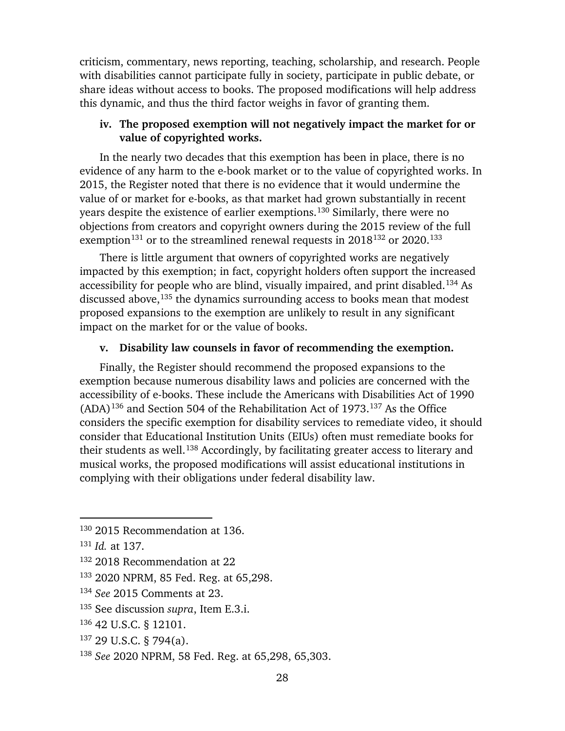criticism, commentary, news reporting, teaching, scholarship, and research. People with disabilities cannot participate fully in society, participate in public debate, or share ideas without access to books. The proposed modifications will help address this dynamic, and thus the third factor weighs in favor of granting them.

#### iv. The proposed exemption will not negatively impact the market for or value of copyrighted works.

In the nearly two decades that this exemption has been in place, there is no evidence of any harm to the e-book market or to the value of copyrighted works. In 2015, the Register noted that there is no evidence that it would undermine the value of or market for e-books, as that market had grown substantially in recent years despite the existence of earlier exemptions.[130] Similarly, there were no objections from creators and copyright owners during the 2015 review of the full exemption[131] or to the streamlined renewal requests in 2018[132] or 2020.[133]

There is little argument that owners of copyrighted works are negatively impacted by this exemption; in fact, copyright holders often support the increased accessibility for people who are blind, visually impaired, and print disabled.[134] As discussed above,[135] the dynamics surrounding access to books mean that modest proposed expansions to the exemption are unlikely to result in any significant impact on the market for or the value of books.

#### v. Disability law counsels in favor of recommending the exemption.

Finally, the Register should recommend the proposed expansions to the exemption because numerous disability laws and policies are concerned with the accessibility of e-books. These include the Americans with Disabilities Act of 1990 (ADA)[136] and Section 504 of the Rehabilitation Act of 1973.[137] As the Office considers the specific exemption for disability services to remediate video, it should consider that Educational Institution Units (EIUs) often must remediate books for their students as well.[138] Accordingly, by facilitating greater access to literary and musical works, the proposed modifications will assist educational institutions in complying with their obligations under federal disability law.

---

[130] 2015 Recommendation at 136.

[131] *Id.* at 137.

[132] 2018 Recommendation at 22

[133] 2020 NPRM, 85 Fed. Reg. at 65,298.

[134] *See* 2015 Comments at 23.

[135] See discussion *supra*, Item E.3.i.

[136] 42 U.S.C. § 12101.

[137] 29 U.S.C. § 794(a).

[138] *See* 2020 NPRM, 58 Fed. Reg. at 65,298, 65,303.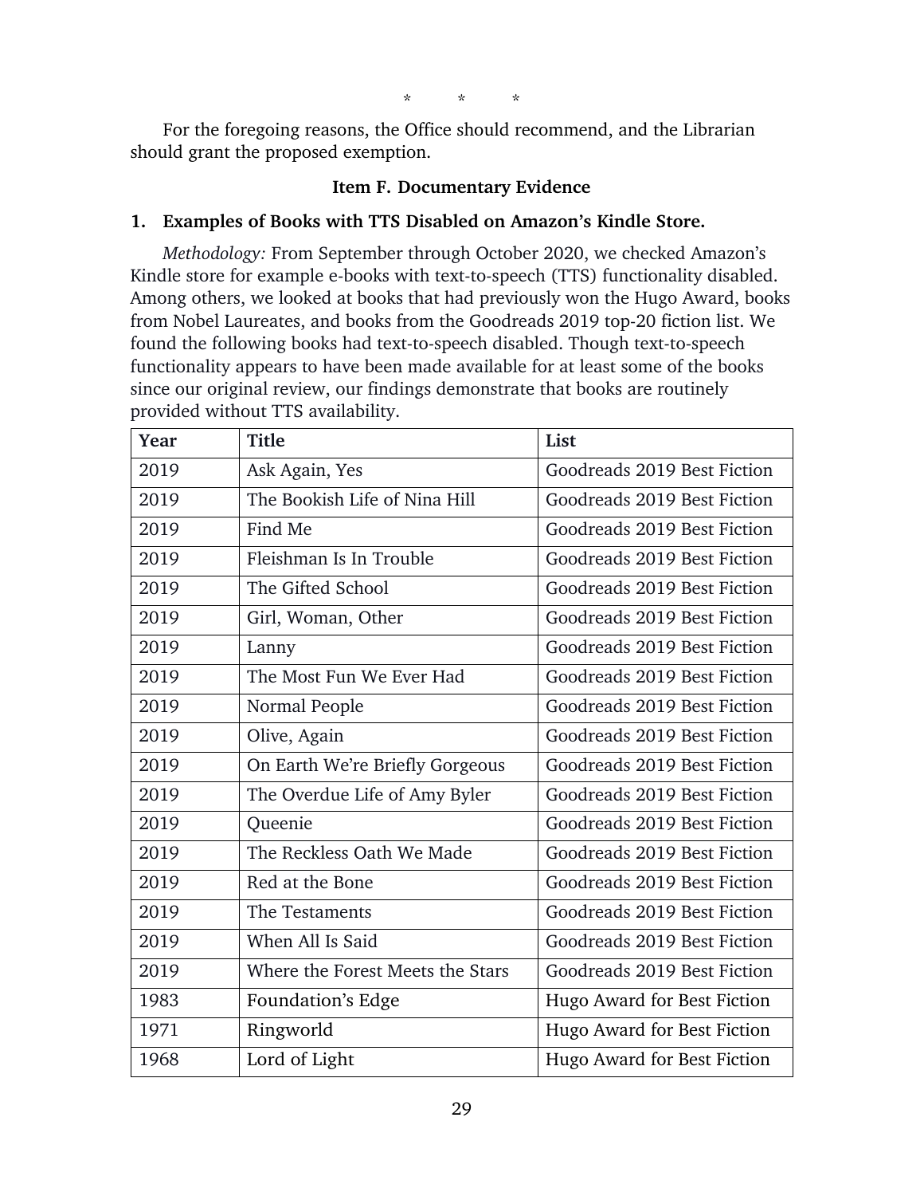\*        \*        \*

For the foregoing reasons, the Office should recommend, and the Librarian should grant the proposed exemption.

**Item F. Documentary Evidence**

**1. Examples of Books with TTS Disabled on Amazon's Kindle Store.**

*Methodology:* From September through October 2020, we checked Amazon's Kindle store for example e-books with text-to-speech (TTS) functionality disabled. Among others, we looked at books that had previously won the Hugo Award, books from Nobel Laureates, and books from the Goodreads 2019 top-20 fiction list. We found the following books had text-to-speech disabled. Though text-to-speech functionality appears to have been made available for at least some of the books since our original review, our findings demonstrate that books are routinely provided without TTS availability.

| Year | Title | List |
| --- | --- | --- |
| 2019 | Ask Again, Yes | Goodreads 2019 Best Fiction |
| 2019 | The Bookish Life of Nina Hill | Goodreads 2019 Best Fiction |
| 2019 | Find Me | Goodreads 2019 Best Fiction |
| 2019 | Fleishman Is In Trouble | Goodreads 2019 Best Fiction |
| 2019 | The Gifted School | Goodreads 2019 Best Fiction |
| 2019 | Girl, Woman, Other | Goodreads 2019 Best Fiction |
| 2019 | Lanny | Goodreads 2019 Best Fiction |
| 2019 | The Most Fun We Ever Had | Goodreads 2019 Best Fiction |
| 2019 | Normal People | Goodreads 2019 Best Fiction |
| 2019 | Olive, Again | Goodreads 2019 Best Fiction |
| 2019 | On Earth We're Briefly Gorgeous | Goodreads 2019 Best Fiction |
| 2019 | The Overdue Life of Amy Byler | Goodreads 2019 Best Fiction |
| 2019 | Queenie | Goodreads 2019 Best Fiction |
| 2019 | The Reckless Oath We Made | Goodreads 2019 Best Fiction |
| 2019 | Red at the Bone | Goodreads 2019 Best Fiction |
| 2019 | The Testaments | Goodreads 2019 Best Fiction |
| 2019 | When All Is Said | Goodreads 2019 Best Fiction |
| 2019 | Where the Forest Meets the Stars | Goodreads 2019 Best Fiction |
| 1983 | Foundation's Edge | Hugo Award for Best Fiction |
| 1971 | Ringworld | Hugo Award for Best Fiction |
| 1968 | Lord of Light | Hugo Award for Best Fiction |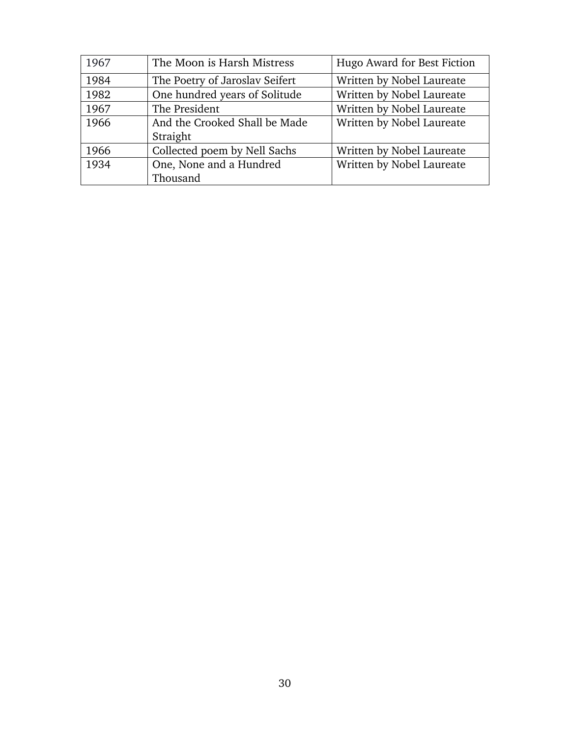| | | |
|---|---|---|
| 1967 | The Moon is Harsh Mistress | Hugo Award for Best Fiction |
| 1984 | The Poetry of Jaroslav Seifert | Written by Nobel Laureate |
| 1982 | One hundred years of Solitude | Written by Nobel Laureate |
| 1967 | The President | Written by Nobel Laureate |
| 1966 | And the Crooked Shall be Made Straight | Written by Nobel Laureate |
| 1966 | Collected poem by Nell Sachs | Written by Nobel Laureate |
| 1934 | One, None and a Hundred Thousand | Written by Nobel Laureate |